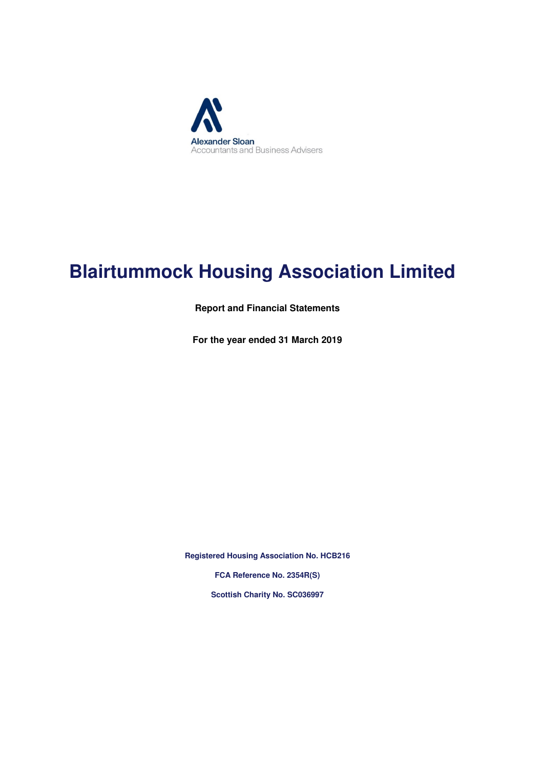Alexander Sloan
Accountants and Business Advisers

# Blairtummock Housing Association Limited

**Report and Financial Statements**

**For the year ended 31 March 2019**

**Registered Housing Association No. HCB216**

**FCA Reference No. 2354R(S)**

**Scottish Charity No. SC036997**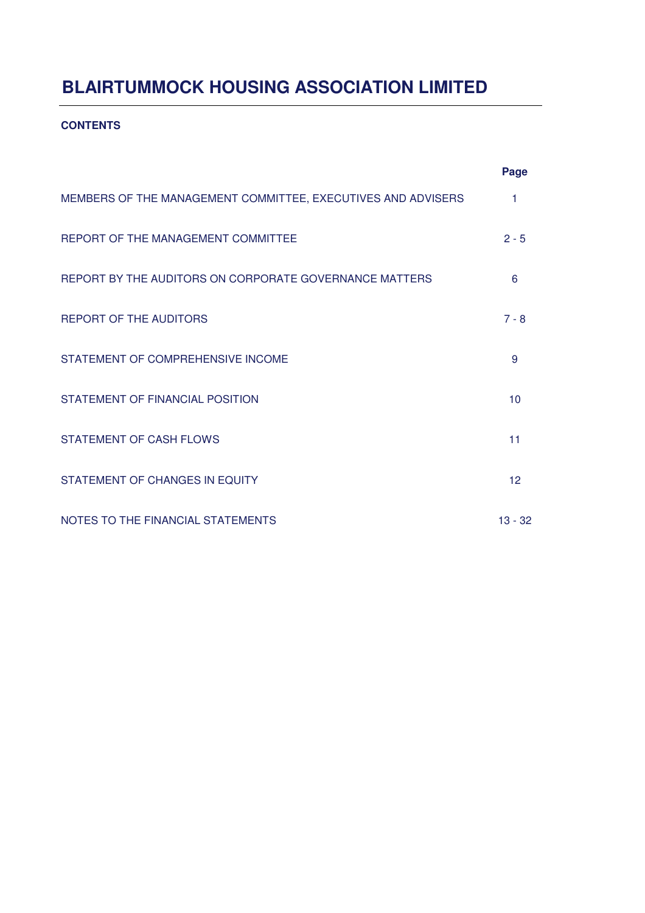# BLAIRTUMMOCK HOUSING ASSOCIATION LIMITED

**CONTENTS**

| | Page |
|---|---|
| MEMBERS OF THE MANAGEMENT COMMITTEE, EXECUTIVES AND ADVISERS | 1 |
| REPORT OF THE MANAGEMENT COMMITTEE | 2 - 5 |
| REPORT BY THE AUDITORS ON CORPORATE GOVERNANCE MATTERS | 6 |
| REPORT OF THE AUDITORS | 7 - 8 |
| STATEMENT OF COMPREHENSIVE INCOME | 9 |
| STATEMENT OF FINANCIAL POSITION | 10 |
| STATEMENT OF CASH FLOWS | 11 |
| STATEMENT OF CHANGES IN EQUITY | 12 |
| NOTES TO THE FINANCIAL STATEMENTS | 13 - 32 |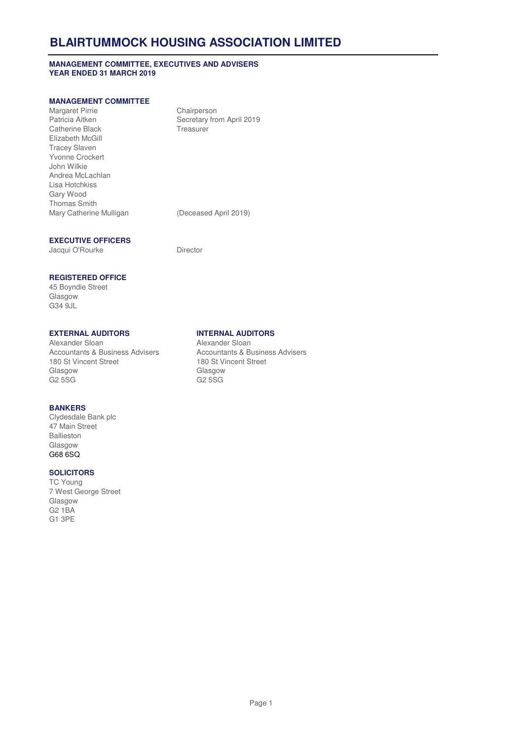# BLAIRTUMMOCK HOUSING ASSOCIATION LIMITED

**MANAGEMENT COMMITTEE, EXECUTIVES AND ADVISERS**
**YEAR ENDED 31 MARCH 2019**

## MANAGEMENT COMMITTEE

| | |
|---|---|
| Margaret Pirrie | Chairperson |
| Patricia Aitken | Secretary from April 2019 |
| Catherine Black | Treasurer |
| Elizabeth McGill | |
| Tracey Slaven | |
| Yvonne Crockert | |
| John Wilkie | |
| Andrea McLachlan | |
| Lisa Hotchkiss | |
| Gary Wood | |
| Thomas Smith | |
| Mary Catherine Mulligan | (Deceased April 2019) |

## EXECUTIVE OFFICERS

| | |
|---|---|
| Jacqui O'Rourke | Director |

## REGISTERED OFFICE

45 Boyndie Street
Glasgow
G34 9JL

## EXTERNAL AUDITORS

Alexander Sloan
Accountants & Business Advisers
180 St Vincent Street
Glasgow
G2 5SG

## INTERNAL AUDITORS

Alexander Sloan
Accountants & Business Advisers
180 St Vincent Street
Glasgow
G2 5SG

## BANKERS

Clydesdale Bank plc
47 Main Street
Ballieston
Glasgow
G68 6SQ

## SOLICITORS

TC Young
7 West George Street
Glasgow
G2 1BA
G1 3PE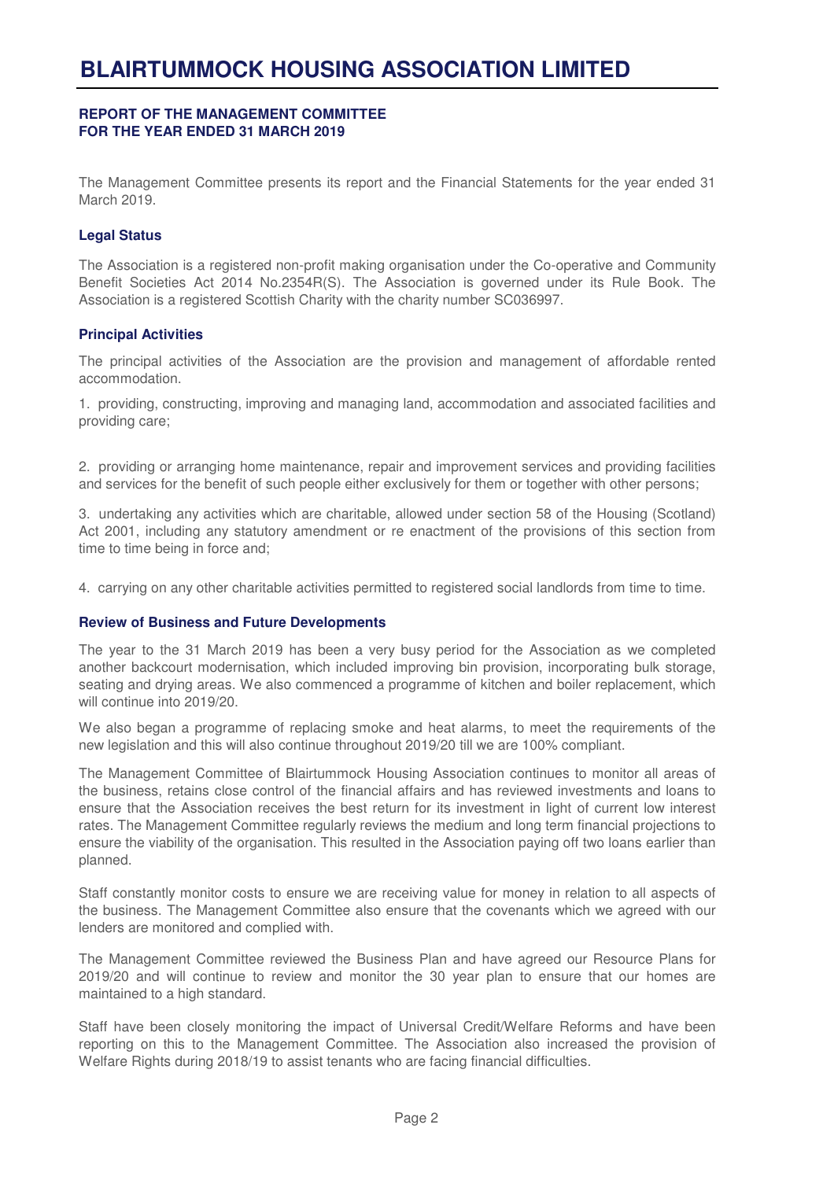# BLAIRTUMMOCK HOUSING ASSOCIATION LIMITED

**REPORT OF THE MANAGEMENT COMMITTEE**
**FOR THE YEAR ENDED 31 MARCH 2019**

The Management Committee presents its report and the Financial Statements for the year ended 31 March 2019.

### Legal Status

The Association is a registered non-profit making organisation under the Co-operative and Community Benefit Societies Act 2014 No.2354R(S). The Association is governed under its Rule Book. The Association is a registered Scottish Charity with the charity number SC036997.

### Principal Activities

The principal activities of the Association are the provision and management of affordable rented accommodation.

1. providing, constructing, improving and managing land, accommodation and associated facilities and providing care;

2. providing or arranging home maintenance, repair and improvement services and providing facilities and services for the benefit of such people either exclusively for them or together with other persons;

3. undertaking any activities which are charitable, allowed under section 58 of the Housing (Scotland) Act 2001, including any statutory amendment or re enactment of the provisions of this section from time to time being in force and;

4. carrying on any other charitable activities permitted to registered social landlords from time to time.

### Review of Business and Future Developments

The year to the 31 March 2019 has been a very busy period for the Association as we completed another backcourt modernisation, which included improving bin provision, incorporating bulk storage, seating and drying areas. We also commenced a programme of kitchen and boiler replacement, which will continue into 2019/20.

We also began a programme of replacing smoke and heat alarms, to meet the requirements of the new legislation and this will also continue throughout 2019/20 till we are 100% compliant.

The Management Committee of Blairtummock Housing Association continues to monitor all areas of the business, retains close control of the financial affairs and has reviewed investments and loans to ensure that the Association receives the best return for its investment in light of current low interest rates. The Management Committee regularly reviews the medium and long term financial projections to ensure the viability of the organisation. This resulted in the Association paying off two loans earlier than planned.

Staff constantly monitor costs to ensure we are receiving value for money in relation to all aspects of the business. The Management Committee also ensure that the covenants which we agreed with our lenders are monitored and complied with.

The Management Committee reviewed the Business Plan and have agreed our Resource Plans for 2019/20 and will continue to review and monitor the 30 year plan to ensure that our homes are maintained to a high standard.

Staff have been closely monitoring the impact of Universal Credit/Welfare Reforms and have been reporting on this to the Management Committee. The Association also increased the provision of Welfare Rights during 2018/19 to assist tenants who are facing financial difficulties.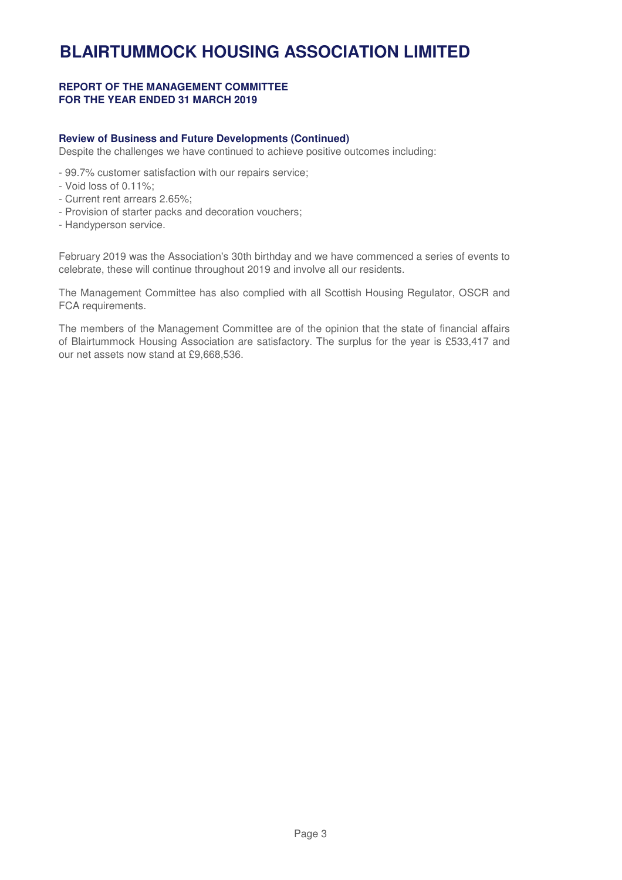# BLAIRTUMMOCK HOUSING ASSOCIATION LIMITED

**REPORT OF THE MANAGEMENT COMMITTEE**
**FOR THE YEAR ENDED 31 MARCH 2019**

**Review of Business and Future Developments (Continued)**

Despite the challenges we have continued to achieve positive outcomes including:

- 99.7% customer satisfaction with our repairs service;
- Void loss of 0.11%;
- Current rent arrears 2.65%;
- Provision of starter packs and decoration vouchers;
- Handyperson service.

February 2019 was the Association's 30th birthday and we have commenced a series of events to celebrate, these will continue throughout 2019 and involve all our residents.

The Management Committee has also complied with all Scottish Housing Regulator, OSCR and FCA requirements.

The members of the Management Committee are of the opinion that the state of financial affairs of Blairtummock Housing Association are satisfactory. The surplus for the year is £533,417 and our net assets now stand at £9,668,536.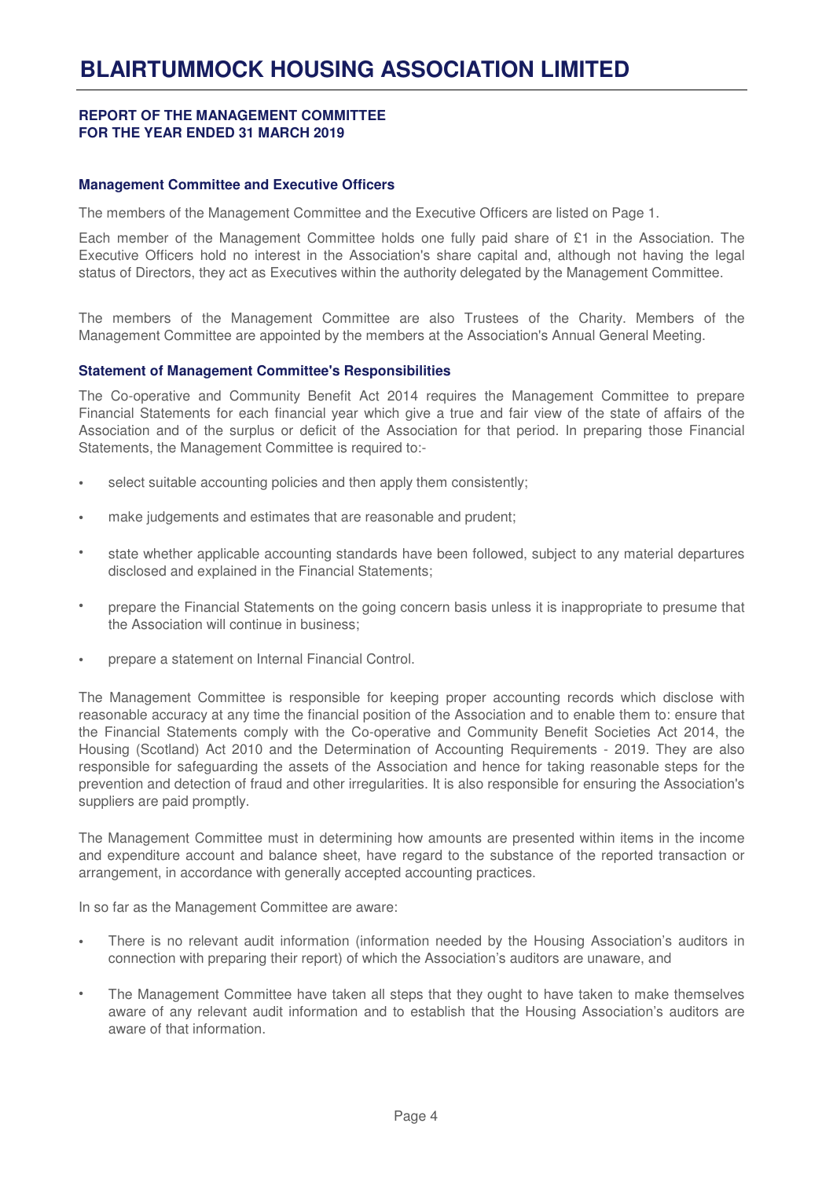**REPORT OF THE MANAGEMENT COMMITTEE**
**FOR THE YEAR ENDED 31 MARCH 2019**

### Management Committee and Executive Officers

The members of the Management Committee and the Executive Officers are listed on Page 1.

Each member of the Management Committee holds one fully paid share of £1 in the Association. The Executive Officers hold no interest in the Association's share capital and, although not having the legal status of Directors, they act as Executives within the authority delegated by the Management Committee.

The members of the Management Committee are also Trustees of the Charity. Members of the Management Committee are appointed by the members at the Association's Annual General Meeting.

### Statement of Management Committee's Responsibilities

The Co-operative and Community Benefit Act 2014 requires the Management Committee to prepare Financial Statements for each financial year which give a true and fair view of the state of affairs of the Association and of the surplus or deficit of the Association for that period. In preparing those Financial Statements, the Management Committee is required to:-

- select suitable accounting policies and then apply them consistently;
- make judgements and estimates that are reasonable and prudent;
- state whether applicable accounting standards have been followed, subject to any material departures disclosed and explained in the Financial Statements;
- prepare the Financial Statements on the going concern basis unless it is inappropriate to presume that the Association will continue in business;
- prepare a statement on Internal Financial Control.

The Management Committee is responsible for keeping proper accounting records which disclose with reasonable accuracy at any time the financial position of the Association and to enable them to: ensure that the Financial Statements comply with the Co-operative and Community Benefit Societies Act 2014, the Housing (Scotland) Act 2010 and the Determination of Accounting Requirements - 2019. They are also responsible for safeguarding the assets of the Association and hence for taking reasonable steps for the prevention and detection of fraud and other irregularities. It is also responsible for ensuring the Association's suppliers are paid promptly.

The Management Committee must in determining how amounts are presented within items in the income and expenditure account and balance sheet, have regard to the substance of the reported transaction or arrangement, in accordance with generally accepted accounting practices.

In so far as the Management Committee are aware:

- There is no relevant audit information (information needed by the Housing Association's auditors in connection with preparing their report) of which the Association's auditors are unaware, and
- The Management Committee have taken all steps that they ought to have taken to make themselves aware of any relevant audit information and to establish that the Housing Association's auditors are aware of that information.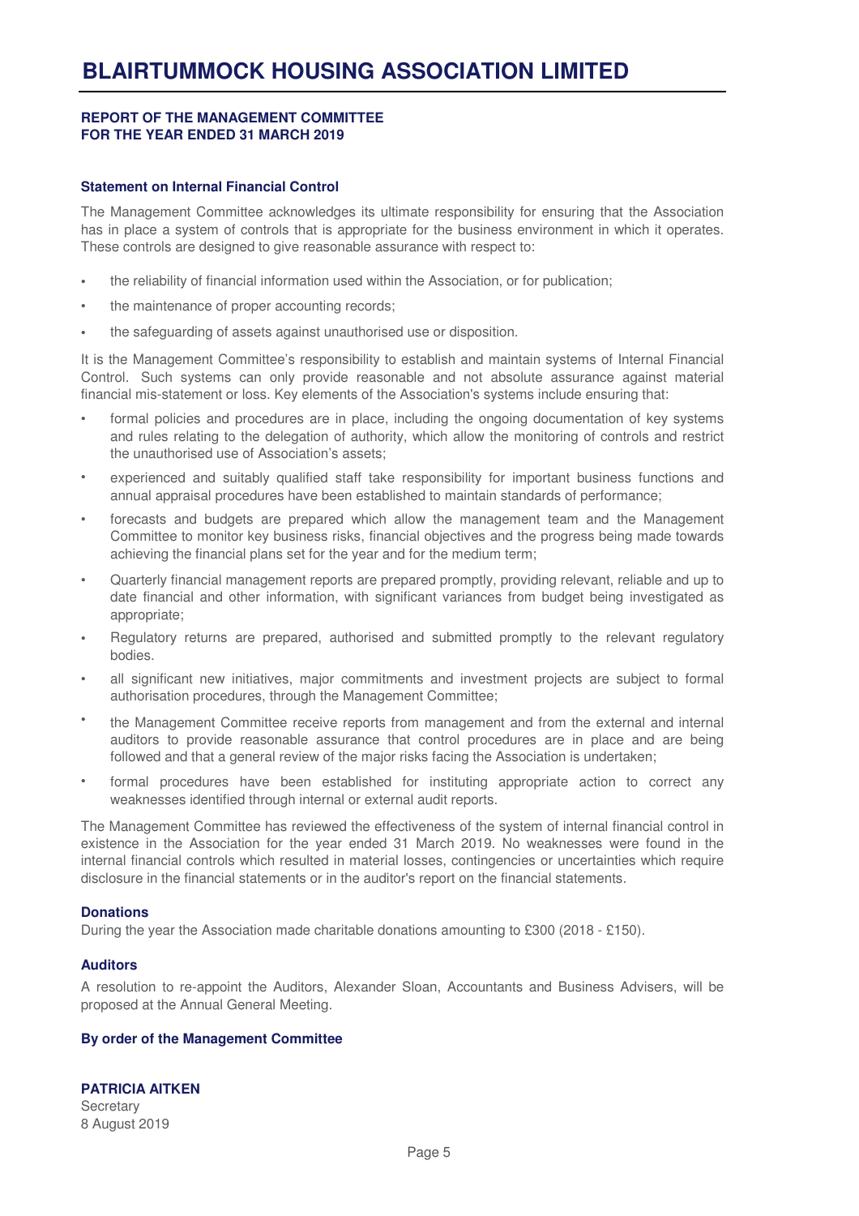**REPORT OF THE MANAGEMENT COMMITTEE**
**FOR THE YEAR ENDED 31 MARCH 2019**

### Statement on Internal Financial Control

The Management Committee acknowledges its ultimate responsibility for ensuring that the Association has in place a system of controls that is appropriate for the business environment in which it operates. These controls are designed to give reasonable assurance with respect to:

- the reliability of financial information used within the Association, or for publication;
- the maintenance of proper accounting records;
- the safeguarding of assets against unauthorised use or disposition.

It is the Management Committee's responsibility to establish and maintain systems of Internal Financial Control. Such systems can only provide reasonable and not absolute assurance against material financial mis-statement or loss. Key elements of the Association's systems include ensuring that:

- formal policies and procedures are in place, including the ongoing documentation of key systems and rules relating to the delegation of authority, which allow the monitoring of controls and restrict the unauthorised use of Association's assets;
- experienced and suitably qualified staff take responsibility for important business functions and annual appraisal procedures have been established to maintain standards of performance;
- forecasts and budgets are prepared which allow the management team and the Management Committee to monitor key business risks, financial objectives and the progress being made towards achieving the financial plans set for the year and for the medium term;
- Quarterly financial management reports are prepared promptly, providing relevant, reliable and up to date financial and other information, with significant variances from budget being investigated as appropriate;
- Regulatory returns are prepared, authorised and submitted promptly to the relevant regulatory bodies.
- all significant new initiatives, major commitments and investment projects are subject to formal authorisation procedures, through the Management Committee;
- the Management Committee receive reports from management and from the external and internal auditors to provide reasonable assurance that control procedures are in place and are being followed and that a general review of the major risks facing the Association is undertaken;
- formal procedures have been established for instituting appropriate action to correct any weaknesses identified through internal or external audit reports.

The Management Committee has reviewed the effectiveness of the system of internal financial control in existence in the Association for the year ended 31 March 2019. No weaknesses were found in the internal financial controls which resulted in material losses, contingencies or uncertainties which require disclosure in the financial statements or in the auditor's report on the financial statements.

### Donations

During the year the Association made charitable donations amounting to £300 (2018 - £150).

### Auditors

A resolution to re-appoint the Auditors, Alexander Sloan, Accountants and Business Advisers, will be proposed at the Annual General Meeting.

**By order of the Management Committee**

**PATRICIA AITKEN**
Secretary
8 August 2019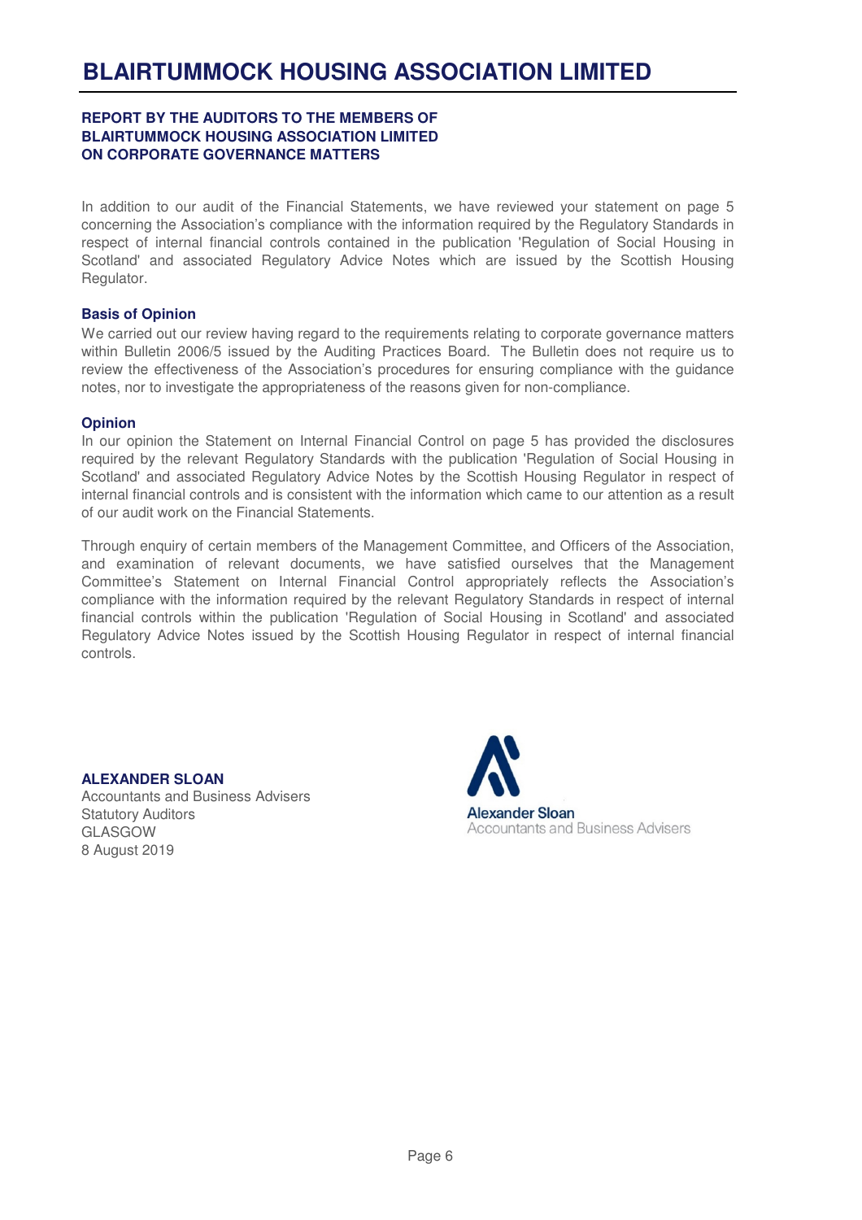# BLAIRTUMMOCK HOUSING ASSOCIATION LIMITED

## REPORT BY THE AUDITORS TO THE MEMBERS OF BLAIRTUMMOCK HOUSING ASSOCIATION LIMITED ON CORPORATE GOVERNANCE MATTERS

In addition to our audit of the Financial Statements, we have reviewed your statement on page 5 concerning the Association's compliance with the information required by the Regulatory Standards in respect of internal financial controls contained in the publication 'Regulation of Social Housing in Scotland' and associated Regulatory Advice Notes which are issued by the Scottish Housing Regulator.

### Basis of Opinion

We carried out our review having regard to the requirements relating to corporate governance matters within Bulletin 2006/5 issued by the Auditing Practices Board. The Bulletin does not require us to review the effectiveness of the Association's procedures for ensuring compliance with the guidance notes, nor to investigate the appropriateness of the reasons given for non-compliance.

### Opinion

In our opinion the Statement on Internal Financial Control on page 5 has provided the disclosures required by the relevant Regulatory Standards with the publication 'Regulation of Social Housing in Scotland' and associated Regulatory Advice Notes by the Scottish Housing Regulator in respect of internal financial controls and is consistent with the information which came to our attention as a result of our audit work on the Financial Statements.

Through enquiry of certain members of the Management Committee, and Officers of the Association, and examination of relevant documents, we have satisfied ourselves that the Management Committee's Statement on Internal Financial Control appropriately reflects the Association's compliance with the information required by the relevant Regulatory Standards in respect of internal financial controls within the publication 'Regulation of Social Housing in Scotland' and associated Regulatory Advice Notes issued by the Scottish Housing Regulator in respect of internal financial controls.

**ALEXANDER SLOAN**
Accountants and Business Advisers
Statutory Auditors
GLASGOW
8 August 2019

Alexander Sloan
Accountants and Business Advisers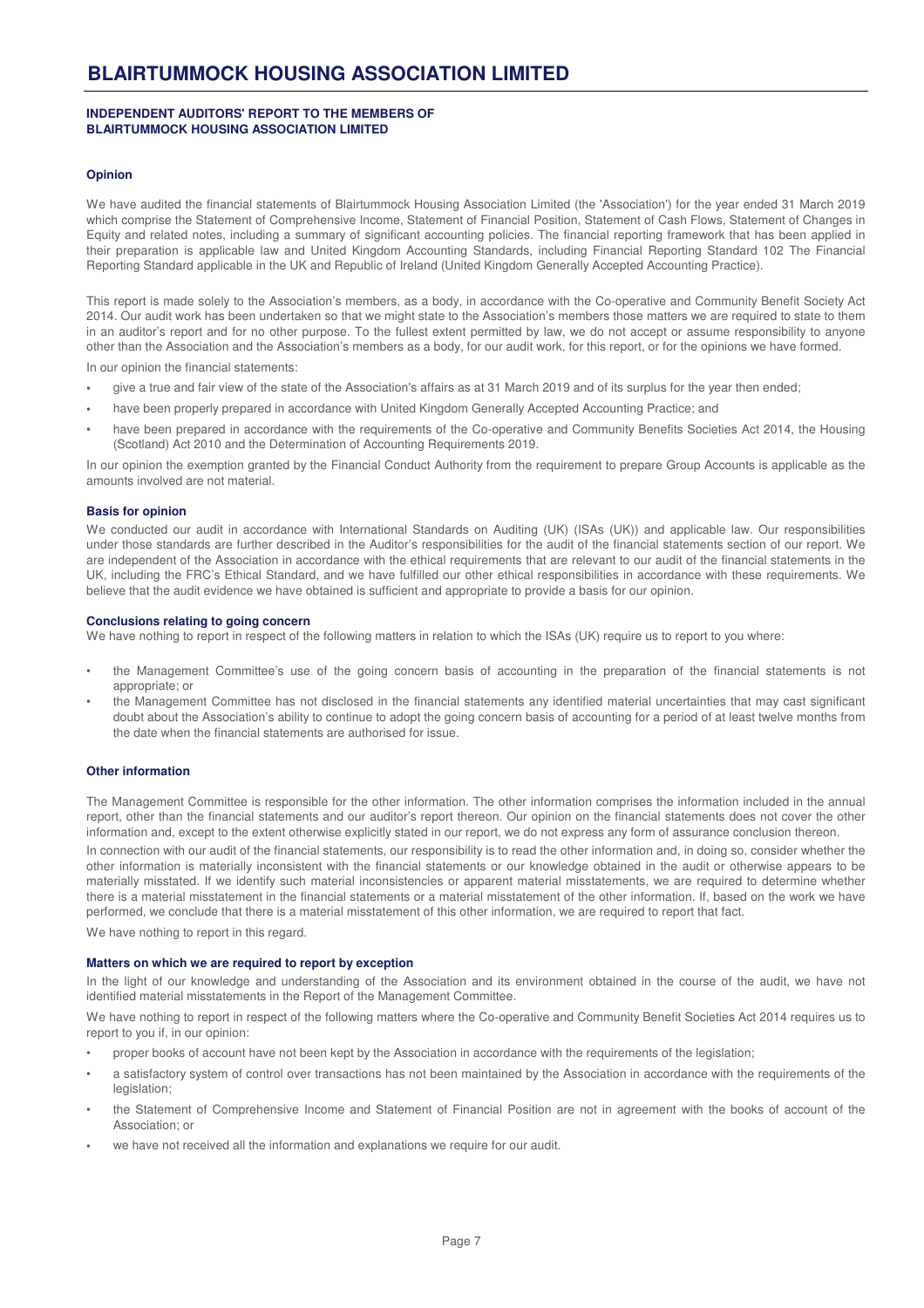# BLAIRTUMMOCK HOUSING ASSOCIATION LIMITED

## INDEPENDENT AUDITORS' REPORT TO THE MEMBERS OF BLAIRTUMMOCK HOUSING ASSOCIATION LIMITED

### Opinion

We have audited the financial statements of Blairtummock Housing Association Limited (the 'Association') for the year ended 31 March 2019 which comprise the Statement of Comprehensive Income, Statement of Financial Position, Statement of Cash Flows, Statement of Changes in Equity and related notes, including a summary of significant accounting policies. The financial reporting framework that has been applied in their preparation is applicable law and United Kingdom Accounting Standards, including Financial Reporting Standard 102 The Financial Reporting Standard applicable in the UK and Republic of Ireland (United Kingdom Generally Accepted Accounting Practice).

This report is made solely to the Association's members, as a body, in accordance with the Co-operative and Community Benefit Society Act 2014. Our audit work has been undertaken so that we might state to the Association's members those matters we are required to state to them in an auditor's report and for no other purpose. To the fullest extent permitted by law, we do not accept or assume responsibility to anyone other than the Association and the Association's members as a body, for our audit work, for this report, or for the opinions we have formed.

In our opinion the financial statements:

- give a true and fair view of the state of the Association's affairs as at 31 March 2019 and of its surplus for the year then ended;
- have been properly prepared in accordance with United Kingdom Generally Accepted Accounting Practice; and
- have been prepared in accordance with the requirements of the Co-operative and Community Benefits Societies Act 2014, the Housing (Scotland) Act 2010 and the Determination of Accounting Requirements 2019.

In our opinion the exemption granted by the Financial Conduct Authority from the requirement to prepare Group Accounts is applicable as the amounts involved are not material.

### Basis for opinion

We conducted our audit in accordance with International Standards on Auditing (UK) (ISAs (UK)) and applicable law. Our responsibilities under those standards are further described in the Auditor's responsibilities for the audit of the financial statements section of our report. We are independent of the Association in accordance with the ethical requirements that are relevant to our audit of the financial statements in the UK, including the FRC's Ethical Standard, and we have fulfilled our other ethical responsibilities in accordance with these requirements. We believe that the audit evidence we have obtained is sufficient and appropriate to provide a basis for our opinion.

### Conclusions relating to going concern

We have nothing to report in respect of the following matters in relation to which the ISAs (UK) require us to report to you where:

- the Management Committee's use of the going concern basis of accounting in the preparation of the financial statements is not appropriate; or
- the Management Committee has not disclosed in the financial statements any identified material uncertainties that may cast significant doubt about the Association's ability to continue to adopt the going concern basis of accounting for a period of at least twelve months from the date when the financial statements are authorised for issue.

### Other information

The Management Committee is responsible for the other information. The other information comprises the information included in the annual report, other than the financial statements and our auditor's report thereon. Our opinion on the financial statements does not cover the other information and, except to the extent otherwise explicitly stated in our report, we do not express any form of assurance conclusion thereon.

In connection with our audit of the financial statements, our responsibility is to read the other information and, in doing so, consider whether the other information is materially inconsistent with the financial statements or our knowledge obtained in the audit or otherwise appears to be materially misstated. If we identify such material inconsistencies or apparent material misstatements, we are required to determine whether there is a material misstatement in the financial statements or a material misstatement of the other information. If, based on the work we have performed, we conclude that there is a material misstatement of this other information, we are required to report that fact.

We have nothing to report in this regard.

### Matters on which we are required to report by exception

In the light of our knowledge and understanding of the Association and its environment obtained in the course of the audit, we have not identified material misstatements in the Report of the Management Committee.

We have nothing to report in respect of the following matters where the Co-operative and Community Benefit Societies Act 2014 requires us to report to you if, in our opinion:

- proper books of account have not been kept by the Association in accordance with the requirements of the legislation;
- a satisfactory system of control over transactions has not been maintained by the Association in accordance with the requirements of the legislation;
- the Statement of Comprehensive Income and Statement of Financial Position are not in agreement with the books of account of the Association; or
- we have not received all the information and explanations we require for our audit.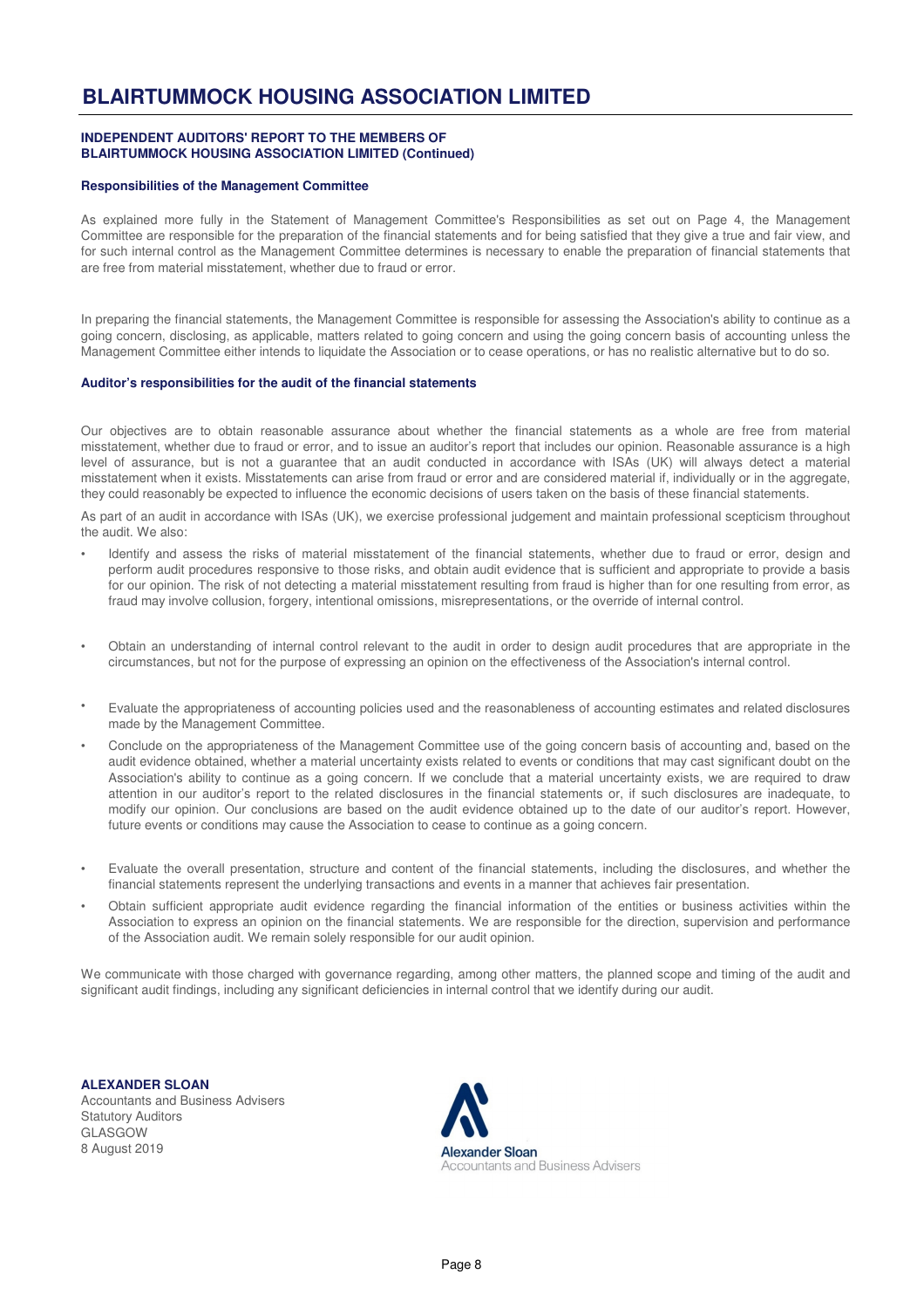**INDEPENDENT AUDITORS' REPORT TO THE MEMBERS OF BLAIRTUMMOCK HOUSING ASSOCIATION LIMITED (Continued)**

**Responsibilities of the Management Committee**

As explained more fully in the Statement of Management Committee's Responsibilities as set out on Page 4, the Management Committee are responsible for the preparation of the financial statements and for being satisfied that they give a true and fair view, and for such internal control as the Management Committee determines is necessary to enable the preparation of financial statements that are free from material misstatement, whether due to fraud or error.

In preparing the financial statements, the Management Committee is responsible for assessing the Association's ability to continue as a going concern, disclosing, as applicable, matters related to going concern and using the going concern basis of accounting unless the Management Committee either intends to liquidate the Association or to cease operations, or has no realistic alternative but to do so.

**Auditor's responsibilities for the audit of the financial statements**

Our objectives are to obtain reasonable assurance about whether the financial statements as a whole are free from material misstatement, whether due to fraud or error, and to issue an auditor's report that includes our opinion. Reasonable assurance is a high level of assurance, but is not a guarantee that an audit conducted in accordance with ISAs (UK) will always detect a material misstatement when it exists. Misstatements can arise from fraud or error and are considered material if, individually or in the aggregate, they could reasonably be expected to influence the economic decisions of users taken on the basis of these financial statements.

As part of an audit in accordance with ISAs (UK), we exercise professional judgement and maintain professional scepticism throughout the audit. We also:

- Identify and assess the risks of material misstatement of the financial statements, whether due to fraud or error, design and perform audit procedures responsive to those risks, and obtain audit evidence that is sufficient and appropriate to provide a basis for our opinion. The risk of not detecting a material misstatement resulting from fraud is higher than for one resulting from error, as fraud may involve collusion, forgery, intentional omissions, misrepresentations, or the override of internal control.
- Obtain an understanding of internal control relevant to the audit in order to design audit procedures that are appropriate in the circumstances, but not for the purpose of expressing an opinion on the effectiveness of the Association's internal control.
- Evaluate the appropriateness of accounting policies used and the reasonableness of accounting estimates and related disclosures made by the Management Committee.
- Conclude on the appropriateness of the Management Committee use of the going concern basis of accounting and, based on the audit evidence obtained, whether a material uncertainty exists related to events or conditions that may cast significant doubt on the Association's ability to continue as a going concern. If we conclude that a material uncertainty exists, we are required to draw attention in our auditor's report to the related disclosures in the financial statements or, if such disclosures are inadequate, to modify our opinion. Our conclusions are based on the audit evidence obtained up to the date of our auditor's report. However, future events or conditions may cause the Association to cease to continue as a going concern.
- Evaluate the overall presentation, structure and content of the financial statements, including the disclosures, and whether the financial statements represent the underlying transactions and events in a manner that achieves fair presentation.
- Obtain sufficient appropriate audit evidence regarding the financial information of the entities or business activities within the Association to express an opinion on the financial statements. We are responsible for the direction, supervision and performance of the Association audit. We remain solely responsible for our audit opinion.

We communicate with those charged with governance regarding, among other matters, the planned scope and timing of the audit and significant audit findings, including any significant deficiencies in internal control that we identify during our audit.

**ALEXANDER SLOAN**
Accountants and Business Advisers
Statutory Auditors
GLASGOW
8 August 2019

Alexander Sloan
Accountants and Business Advisers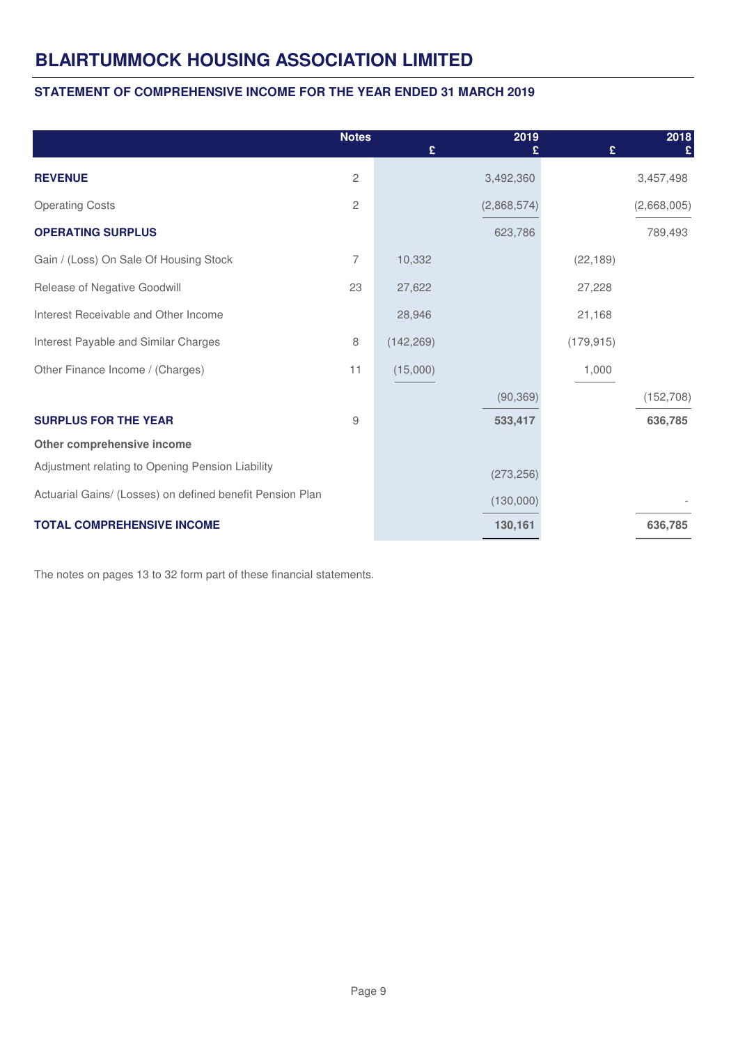# BLAIRTUMMOCK HOUSING ASSOCIATION LIMITED

## STATEMENT OF COMPREHENSIVE INCOME FOR THE YEAR ENDED 31 MARCH 2019

| | Notes | 2019<br>£ | 2019<br>£ | 2018<br>£ | 2018<br>£ |
|---|---|---|---|---|---|
| **REVENUE** | 2 | | 3,492,360 | | 3,457,498 |
| Operating Costs | 2 | | (2,868,574) | | (2,668,005) |
| **OPERATING SURPLUS** | | | 623,786 | | 789,493 |
| Gain / (Loss) On Sale Of Housing Stock | 7 | 10,332 | | (22,189) | |
| Release of Negative Goodwill | 23 | 27,622 | | 27,228 | |
| Interest Receivable and Other Income | | 28,946 | | 21,168 | |
| Interest Payable and Similar Charges | 8 | (142,269) | | (179,915) | |
| Other Finance Income / (Charges) | 11 | (15,000) | | 1,000 | |
| | | | (90,369) | | (152,708) |
| **SURPLUS FOR THE YEAR** | 9 | | **533,417** | | **636,785** |
| **Other comprehensive income** | | | | | |
| Adjustment relating to Opening Pension Liability | | | (273,256) | | |
| Actuarial Gains/ (Losses) on defined benefit Pension Plan | | | (130,000) | | - |
| **TOTAL COMPREHENSIVE INCOME** | | | **130,161** | | **636,785** |

The notes on pages 13 to 32 form part of these financial statements.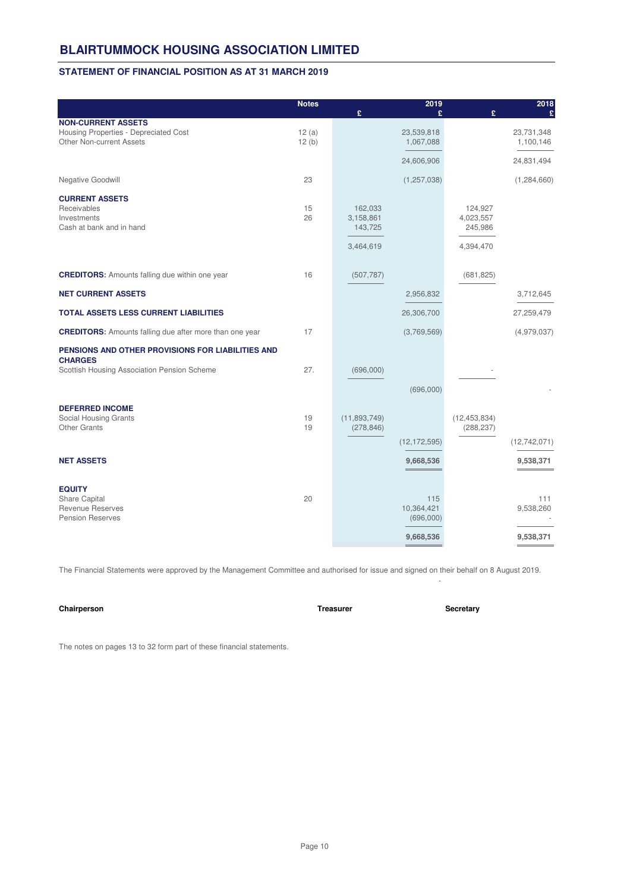# BLAIRTUMMOCK HOUSING ASSOCIATION LIMITED

## STATEMENT OF FINANCIAL POSITION AS AT 31 MARCH 2019

| | Notes | 2019 £ | 2019 £ | 2018 £ | 2018 £ |
|---|---|---|---|---|---|
| **NON-CURRENT ASSETS** | | | | | |
| Housing Properties - Depreciated Cost | 12 (a) | | 23,539,818 | | 23,731,348 |
| Other Non-current Assets | 12 (b) | | 1,067,088 | | 1,100,146 |
| | | | 24,606,906 | | 24,831,494 |
| Negative Goodwill | 23 | | (1,257,038) | | (1,284,660) |
| **CURRENT ASSETS** | | | | | |
| Receivables | 15 | 162,033 | | 124,927 | |
| Investments | 26 | 3,158,861 | | 4,023,557 | |
| Cash at bank and in hand | | 143,725 | | 245,986 | |
| | | 3,464,619 | | 4,394,470 | |
| **CREDITORS:** Amounts falling due within one year | 16 | (507,787) | | (681,825) | |
| **NET CURRENT ASSETS** | | | 2,956,832 | | 3,712,645 |
| **TOTAL ASSETS LESS CURRENT LIABILITIES** | | | 26,306,700 | | 27,259,479 |
| **CREDITORS:** Amounts falling due after more than one year | 17 | | (3,769,569) | | (4,979,037) |
| **PENSIONS AND OTHER PROVISIONS FOR LIABILITIES AND CHARGES** | | | | | |
| Scottish Housing Association Pension Scheme | 27. | (696,000) | | - | |
| | | | (696,000) | | - |
| **DEFERRED INCOME** | | | | | |
| Social Housing Grants | 19 | (11,893,749) | | (12,453,834) | |
| Other Grants | 19 | (278,846) | | (288,237) | |
| | | | (12,172,595) | | (12,742,071) |
| **NET ASSETS** | | | **9,668,536** | | **9,538,371** |
| **EQUITY** | | | | | |
| Share Capital | 20 | | 115 | | 111 |
| Revenue Reserves | | | 10,364,421 | | 9,538,260 |
| Pension Reserves | | | (696,000) | | - |
| | | | **9,668,536** | | **9,538,371** |

The Financial Statements were approved by the Management Committee and authorised for issue and signed on their behalf on 8 August 2019.

**Chairperson** **Treasurer** **Secretary**

The notes on pages 13 to 32 form part of these financial statements.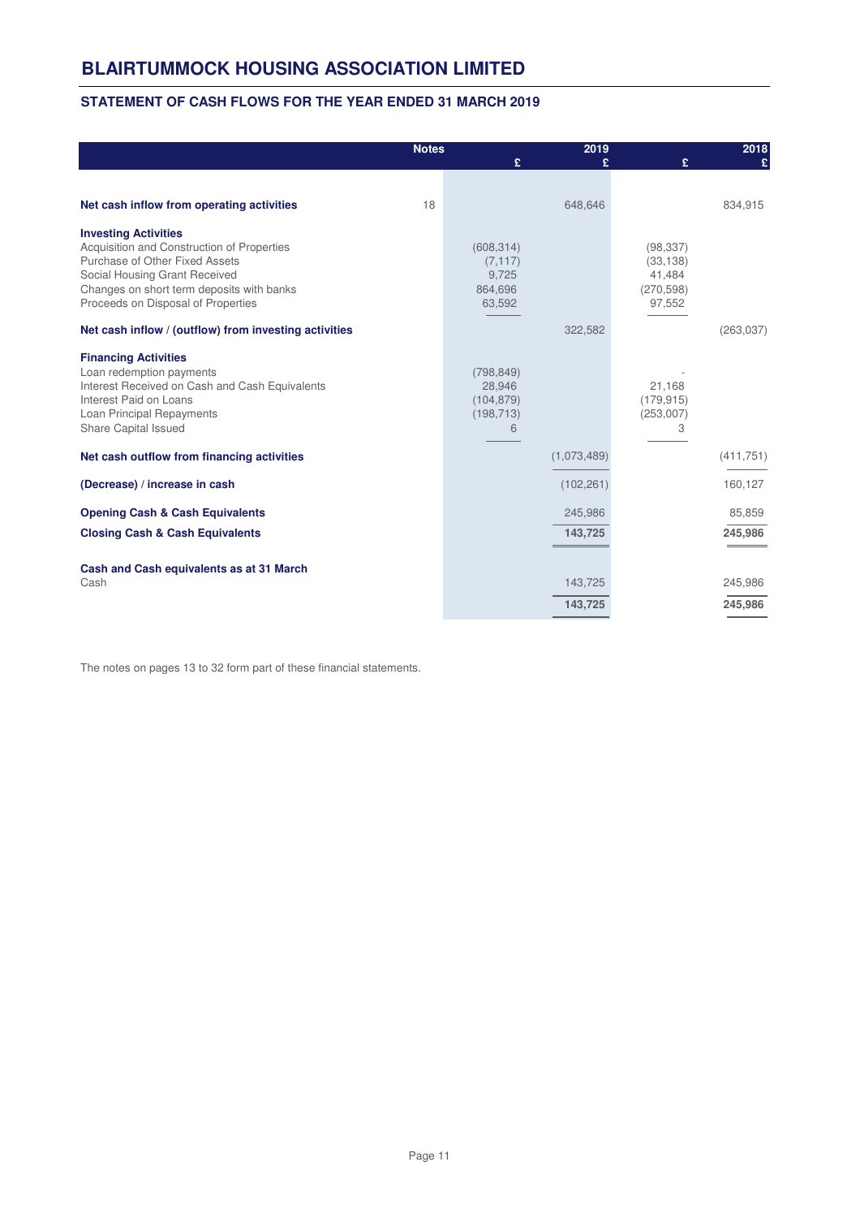# BLAIRTUMMOCK HOUSING ASSOCIATION LIMITED

## STATEMENT OF CASH FLOWS FOR THE YEAR ENDED 31 MARCH 2019

| | Notes | 2019 £ | 2019 £ | 2018 £ | 2018 £ |
|---|---|---|---|---|---|
| **Net cash inflow from operating activities** | 18 | | 648,646 | | 834,915 |
| **Investing Activities** | | | | | |
| Acquisition and Construction of Properties | | (608,314) | | (98,337) | |
| Purchase of Other Fixed Assets | | (7,117) | | (33,138) | |
| Social Housing Grant Received | | 9,725 | | 41,484 | |
| Changes on short term deposits with banks | | 864,696 | | (270,598) | |
| Proceeds on Disposal of Properties | | 63,592 | | 97,552 | |
| **Net cash inflow / (outflow) from investing activities** | | | 322,582 | | (263,037) |
| **Financing Activities** | | | | | |
| Loan redemption payments | | (798,849) | | - | |
| Interest Received on Cash and Cash Equivalents | | 28,946 | | 21,168 | |
| Interest Paid on Loans | | (104,879) | | (179,915) | |
| Loan Principal Repayments | | (198,713) | | (253,007) | |
| Share Capital Issued | | 6 | | 3 | |
| **Net cash outflow from financing activities** | | | (1,073,489) | | (411,751) |
| **(Decrease) / increase in cash** | | | (102,261) | | 160,127 |
| **Opening Cash & Cash Equivalents** | | | 245,986 | | 85,859 |
| **Closing Cash & Cash Equivalents** | | | **143,725** | | **245,986** |
| **Cash and Cash equivalents as at 31 March** | | | | | |
| Cash | | | 143,725 | | 245,986 |
| | | | **143,725** | | **245,986** |

The notes on pages 13 to 32 form part of these financial statements.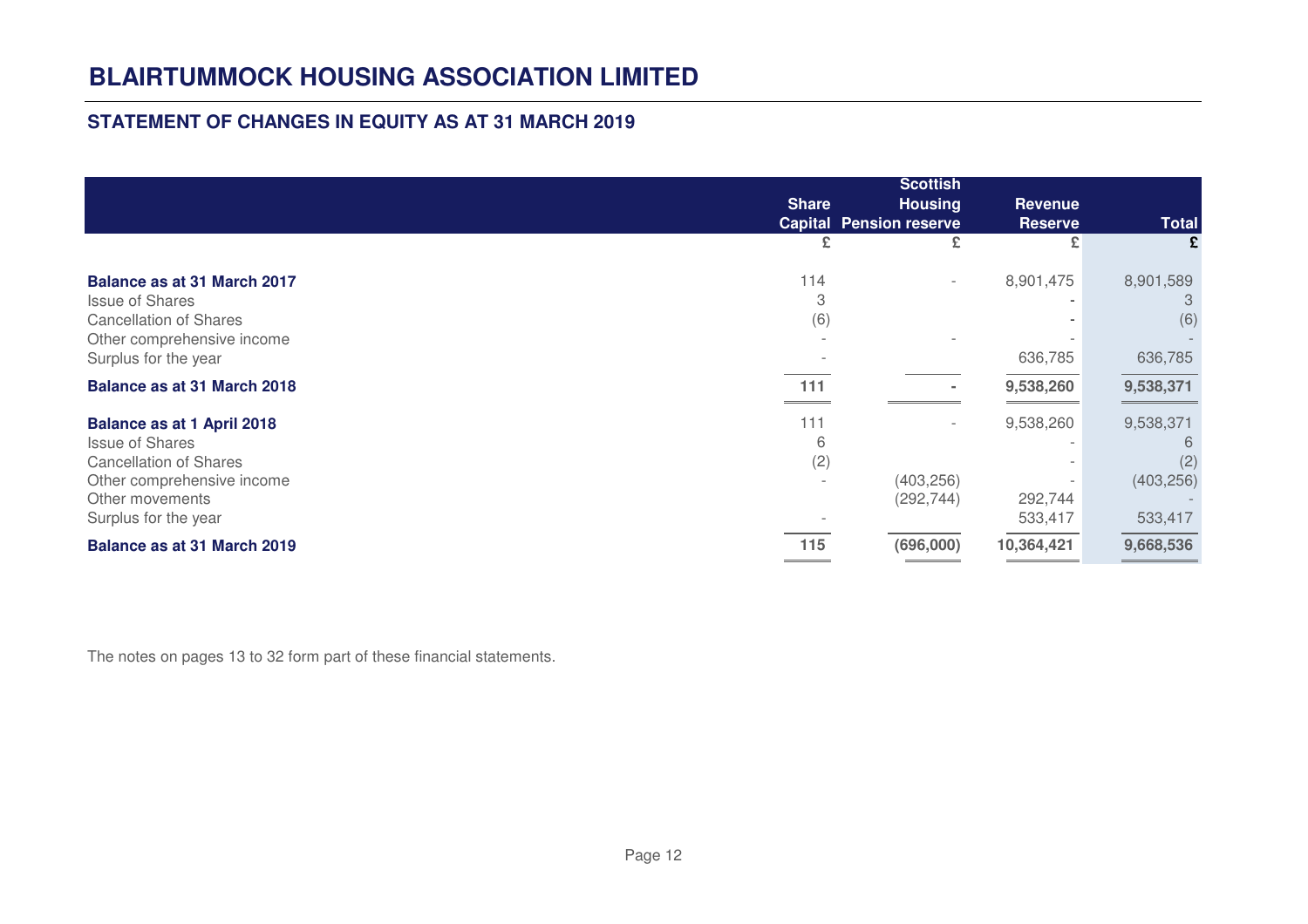# BLAIRTUMMOCK HOUSING ASSOCIATION LIMITED

## STATEMENT OF CHANGES IN EQUITY AS AT 31 MARCH 2019

| | Share Capital | Scottish Housing Pension reserve | Revenue Reserve | Total |
|---|---|---|---|---|
| | £ | £ | £ | £ |
| **Balance as at 31 March 2017** | 114 | - | 8,901,475 | 8,901,589 |
| Issue of Shares | 3 | | - | 3 |
| Cancellation of Shares | (6) | | - | (6) |
| Other comprehensive income | - | - | - | - |
| Surplus for the year | - | | 636,785 | 636,785 |
| **Balance as at 31 March 2018** | **111** | **-** | **9,538,260** | **9,538,371** |
| **Balance as at 1 April 2018** | 111 | - | 9,538,260 | 9,538,371 |
| Issue of Shares | 6 | | - | 6 |
| Cancellation of Shares | (2) | | - | (2) |
| Other comprehensive income | - | (403,256) | - | (403,256) |
| Other movements | | (292,744) | 292,744 | - |
| Surplus for the year | - | | 533,417 | 533,417 |
| **Balance as at 31 March 2019** | **115** | **(696,000)** | **10,364,421** | **9,668,536** |

The notes on pages 13 to 32 form part of these financial statements.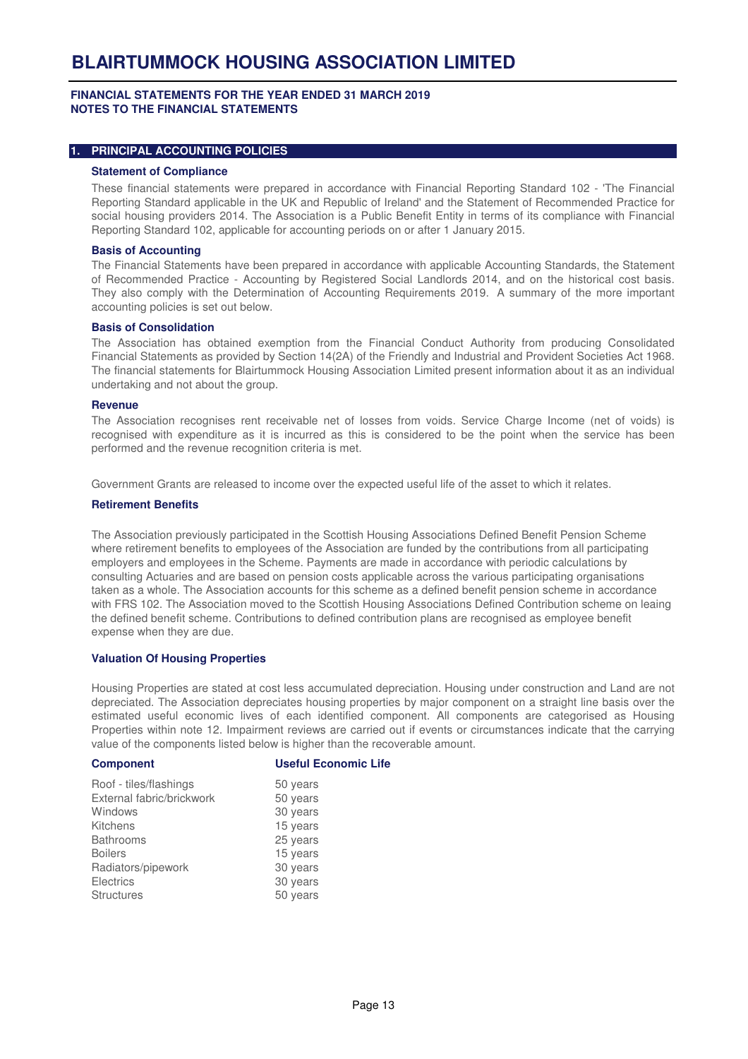# BLAIRTUMMOCK HOUSING ASSOCIATION LIMITED

**FINANCIAL STATEMENTS FOR THE YEAR ENDED 31 MARCH 2019**
**NOTES TO THE FINANCIAL STATEMENTS**

## 1. PRINCIPAL ACCOUNTING POLICIES

### Statement of Compliance

These financial statements were prepared in accordance with Financial Reporting Standard 102 - 'The Financial Reporting Standard applicable in the UK and Republic of Ireland' and the Statement of Recommended Practice for social housing providers 2014. The Association is a Public Benefit Entity in terms of its compliance with Financial Reporting Standard 102, applicable for accounting periods on or after 1 January 2015.

### Basis of Accounting

The Financial Statements have been prepared in accordance with applicable Accounting Standards, the Statement of Recommended Practice - Accounting by Registered Social Landlords 2014, and on the historical cost basis. They also comply with the Determination of Accounting Requirements 2019. A summary of the more important accounting policies is set out below.

### Basis of Consolidation

The Association has obtained exemption from the Financial Conduct Authority from producing Consolidated Financial Statements as provided by Section 14(2A) of the Friendly and Industrial and Provident Societies Act 1968. The financial statements for Blairtummock Housing Association Limited present information about it as an individual undertaking and not about the group.

### Revenue

The Association recognises rent receivable net of losses from voids. Service Charge Income (net of voids) is recognised with expenditure as it is incurred as this is considered to be the point when the service has been performed and the revenue recognition criteria is met.

Government Grants are released to income over the expected useful life of the asset to which it relates.

### Retirement Benefits

The Association previously participated in the Scottish Housing Associations Defined Benefit Pension Scheme where retirement benefits to employees of the Association are funded by the contributions from all participating employers and employees in the Scheme. Payments are made in accordance with periodic calculations by consulting Actuaries and are based on pension costs applicable across the various participating organisations taken as a whole. The Association accounts for this scheme as a defined benefit pension scheme in accordance with FRS 102. The Association moved to the Scottish Housing Associations Defined Contribution scheme on leaing the defined benefit scheme. Contributions to defined contribution plans are recognised as employee benefit expense when they are due.

### Valuation Of Housing Properties

Housing Properties are stated at cost less accumulated depreciation. Housing under construction and Land are not depreciated. The Association depreciates housing properties by major component on a straight line basis over the estimated useful economic lives of each identified component. All components are categorised as Housing Properties within note 12. Impairment reviews are carried out if events or circumstances indicate that the carrying value of the components listed below is higher than the recoverable amount.

| Component | Useful Economic Life |
|---|---|
| Roof - tiles/flashings | 50 years |
| External fabric/brickwork | 50 years |
| Windows | 30 years |
| Kitchens | 15 years |
| Bathrooms | 25 years |
| Boilers | 15 years |
| Radiators/pipework | 30 years |
| Electrics | 30 years |
| Structures | 50 years |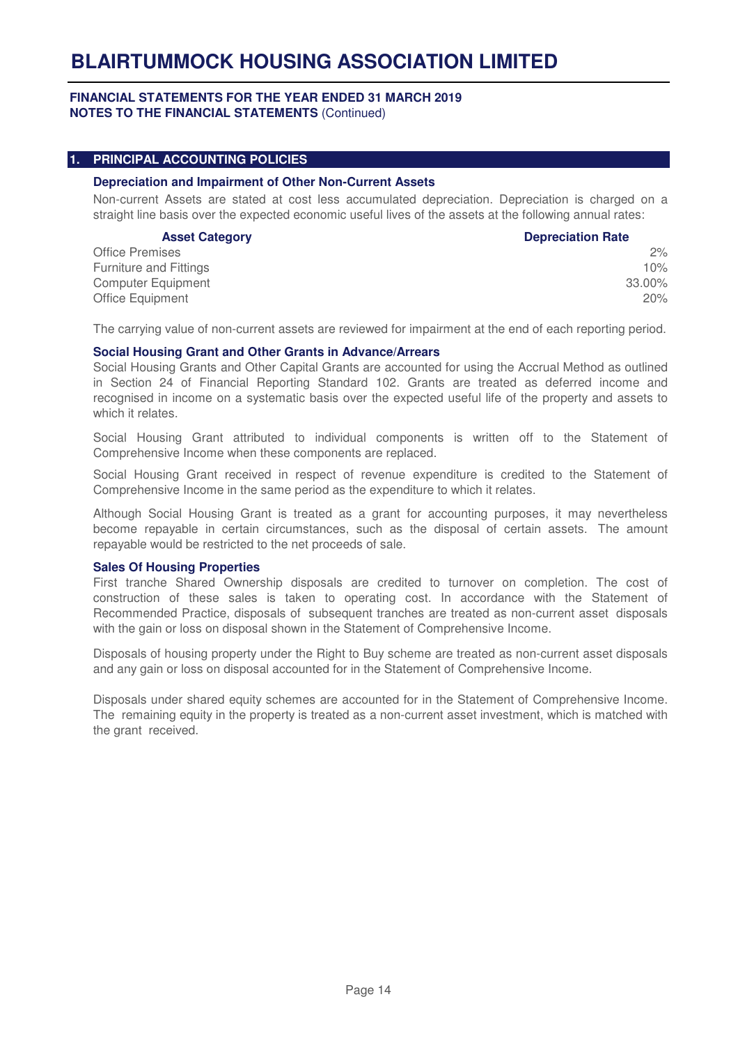## 1. PRINCIPAL ACCOUNTING POLICIES

### Depreciation and Impairment of Other Non-Current Assets

Non-current Assets are stated at cost less accumulated depreciation. Depreciation is charged on a straight line basis over the expected economic useful lives of the assets at the following annual rates:

| Asset Category | Depreciation Rate |
|---|---|
| Office Premises | 2% |
| Furniture and Fittings | 10% |
| Computer Equipment | 33.00% |
| Office Equipment | 20% |

The carrying value of non-current assets are reviewed for impairment at the end of each reporting period.

### Social Housing Grant and Other Grants in Advance/Arrears

Social Housing Grants and Other Capital Grants are accounted for using the Accrual Method as outlined in Section 24 of Financial Reporting Standard 102. Grants are treated as deferred income and recognised in income on a systematic basis over the expected useful life of the property and assets to which it relates.

Social Housing Grant attributed to individual components is written off to the Statement of Comprehensive Income when these components are replaced.

Social Housing Grant received in respect of revenue expenditure is credited to the Statement of Comprehensive Income in the same period as the expenditure to which it relates.

Although Social Housing Grant is treated as a grant for accounting purposes, it may nevertheless become repayable in certain circumstances, such as the disposal of certain assets. The amount repayable would be restricted to the net proceeds of sale.

### Sales Of Housing Properties

First tranche Shared Ownership disposals are credited to turnover on completion. The cost of construction of these sales is taken to operating cost. In accordance with the Statement of Recommended Practice, disposals of subsequent tranches are treated as non-current asset disposals with the gain or loss on disposal shown in the Statement of Comprehensive Income.

Disposals of housing property under the Right to Buy scheme are treated as non-current asset disposals and any gain or loss on disposal accounted for in the Statement of Comprehensive Income.

Disposals under shared equity schemes are accounted for in the Statement of Comprehensive Income. The remaining equity in the property is treated as a non-current asset investment, which is matched with the grant received.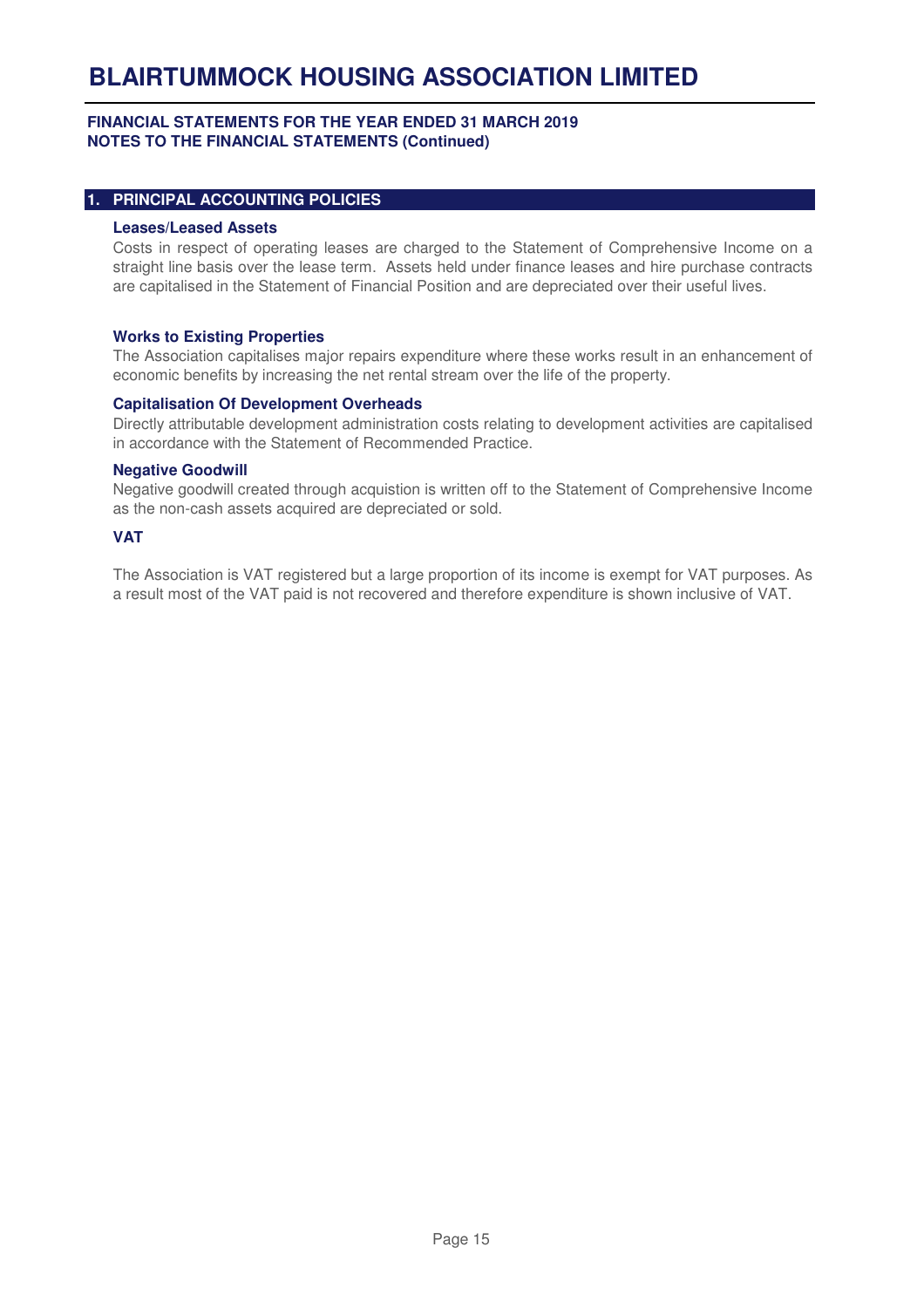## 1. PRINCIPAL ACCOUNTING POLICIES

### Leases/Leased Assets

Costs in respect of operating leases are charged to the Statement of Comprehensive Income on a straight line basis over the lease term. Assets held under finance leases and hire purchase contracts are capitalised in the Statement of Financial Position and are depreciated over their useful lives.

### Works to Existing Properties

The Association capitalises major repairs expenditure where these works result in an enhancement of economic benefits by increasing the net rental stream over the life of the property.

### Capitalisation Of Development Overheads

Directly attributable development administration costs relating to development activities are capitalised in accordance with the Statement of Recommended Practice.

### Negative Goodwill

Negative goodwill created through acquistion is written off to the Statement of Comprehensive Income as the non-cash assets acquired are depreciated or sold.

### VAT

The Association is VAT registered but a large proportion of its income is exempt for VAT purposes. As a result most of the VAT paid is not recovered and therefore expenditure is shown inclusive of VAT.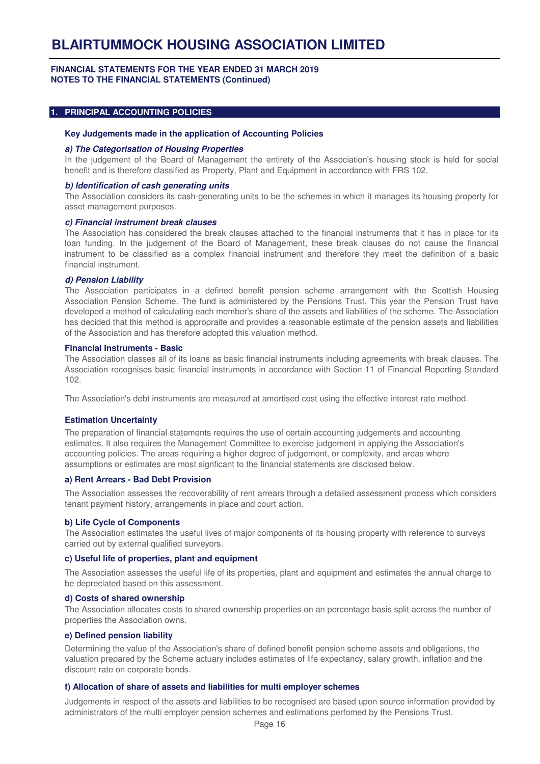## 1. PRINCIPAL ACCOUNTING POLICIES

### Key Judgements made in the application of Accounting Policies

***a) The Categorisation of Housing Properties***

In the judgement of the Board of Management the entirety of the Association's housing stock is held for social benefit and is therefore classified as Property, Plant and Equipment in accordance with FRS 102.

***b) Identification of cash generating units***

The Association considers its cash-generating units to be the schemes in which it manages its housing property for asset management purposes.

***c) Financial instrument break clauses***

The Association has considered the break clauses attached to the financial instruments that it has in place for its loan funding. In the judgement of the Board of Management, these break clauses do not cause the financial instrument to be classified as a complex financial instrument and therefore they meet the definition of a basic financial instrument.

***d) Pension Liability***

The Association participates in a defined benefit pension scheme arrangement with the Scottish Housing Association Pension Scheme. The fund is administered by the Pensions Trust. This year the Pension Trust have developed a method of calculating each member's share of the assets and liabilities of the scheme. The Association has decided that this method is appropraite and provides a reasonable estimate of the pension assets and liabilities of the Association and has therefore adopted this valuation method.

### Financial Instruments - Basic

The Association classes all of its loans as basic financial instruments including agreements with break clauses. The Association recognises basic financial instruments in accordance with Section 11 of Financial Reporting Standard 102.

The Association's debt instruments are measured at amortised cost using the effective interest rate method.

### Estimation Uncertainty

The preparation of financial statements requires the use of certain accounting judgements and accounting estimates. It also requires the Management Committee to exercise judgement in applying the Association's accounting policies. The areas requiring a higher degree of judgement, or complexity, and areas where assumptions or estimates are most signficant to the financial statements are disclosed below.

**a) Rent Arrears - Bad Debt Provision**

The Association assesses the recoverability of rent arrears through a detailed assessment process which considers tenant payment history, arrangements in place and court action.

**b) Life Cycle of Components**

The Association estimates the useful lives of major components of its housing property with reference to surveys carried out by external qualified surveyors.

**c) Useful life of properties, plant and equipment**

The Association assesses the useful life of its properties, plant and equipment and estimates the annual charge to be depreciated based on this assessment.

**d) Costs of shared ownership**

The Association allocates costs to shared ownership properties on an percentage basis split across the number of properties the Association owns.

**e) Defined pension liability**

Determining the value of the Association's share of defined benefit pension scheme assets and obligations, the valuation prepared by the Scheme actuary includes estimates of life expectancy, salary growth, inflation and the discount rate on corporate bonds.

**f) Allocation of share of assets and liabilities for multi employer schemes**

Judgements in respect of the assets and liabilities to be recognised are based upon source information provided by administrators of the multi employer pension schemes and estimations perfomed by the Pensions Trust.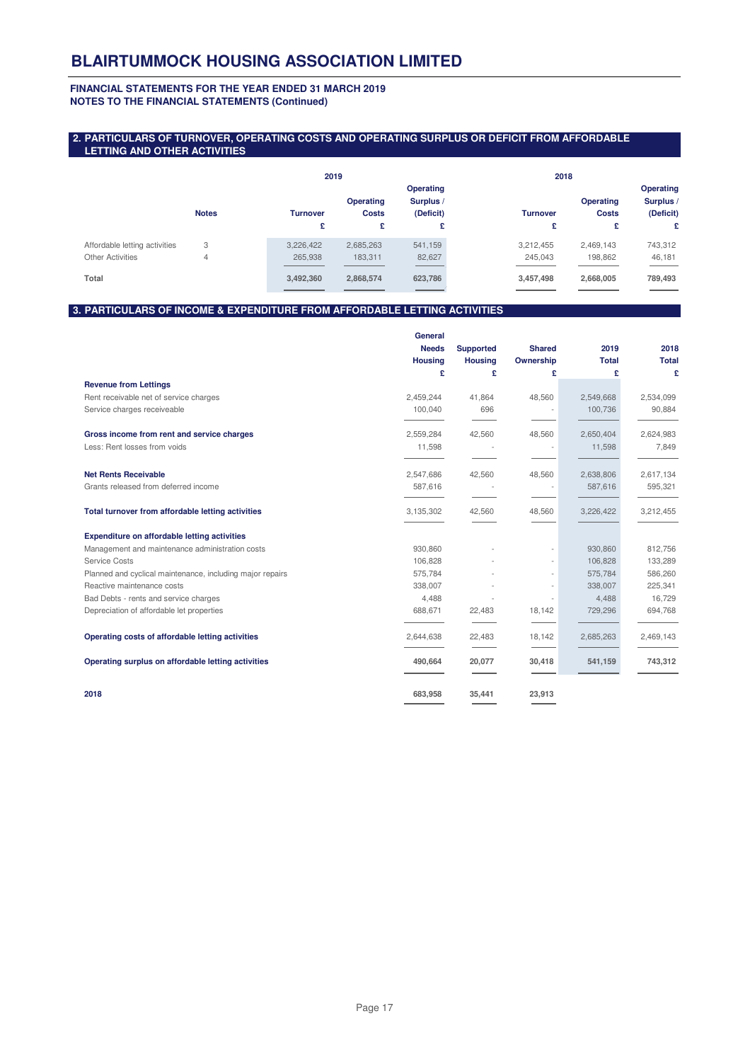# BLAIRTUMMOCK HOUSING ASSOCIATION LIMITED

**FINANCIAL STATEMENTS FOR THE YEAR ENDED 31 MARCH 2019**
**NOTES TO THE FINANCIAL STATEMENTS (Continued)**

## 2. PARTICULARS OF TURNOVER, OPERATING COSTS AND OPERATING SURPLUS OR DEFICIT FROM AFFORDABLE LETTING AND OTHER ACTIVITIES

| | Notes | 2019 | | | 2018 | | |
|---|---|---|---|---|---|---|---|
| | | Turnover | Operating Costs | Operating Surplus / (Deficit) | Turnover | Operating Costs | Operating Surplus / (Deficit) |
| | | £ | £ | £ | £ | £ | £ |
| Affordable letting activities | 3 | 3,226,422 | 2,685,263 | 541,159 | 3,212,455 | 2,469,143 | 743,312 |
| Other Activities | 4 | 265,938 | 183,311 | 82,627 | 245,043 | 198,862 | 46,181 |
| **Total** | | **3,492,360** | **2,868,574** | **623,786** | **3,457,498** | **2,668,005** | **789,493** |

## 3. PARTICULARS OF INCOME & EXPENDITURE FROM AFFORDABLE LETTING ACTIVITIES

| | General Needs Housing | Supported Housing | Shared Ownership | 2019 Total | 2018 Total |
|---|---|---|---|---|---|
| | £ | £ | £ | £ | £ |
| **Revenue from Lettings** | | | | | |
| Rent receivable net of service charges | 2,459,244 | 41,864 | 48,560 | 2,549,668 | 2,534,099 |
| Service charges receiveable | 100,040 | 696 | - | 100,736 | 90,884 |
| **Gross income from rent and service charges** | 2,559,284 | 42,560 | 48,560 | 2,650,404 | 2,624,983 |
| Less: Rent losses from voids | 11,598 | - | - | 11,598 | 7,849 |
| **Net Rents Receivable** | 2,547,686 | 42,560 | 48,560 | 2,638,806 | 2,617,134 |
| Grants released from deferred income | 587,616 | - | - | 587,616 | 595,321 |
| **Total turnover from affordable letting activities** | 3,135,302 | 42,560 | 48,560 | 3,226,422 | 3,212,455 |
| **Expenditure on affordable letting activities** | | | | | |
| Management and maintenance administration costs | 930,860 | - | - | 930,860 | 812,756 |
| Service Costs | 106,828 | - | - | 106,828 | 133,289 |
| Planned and cyclical maintenance, including major repairs | 575,784 | - | - | 575,784 | 586,260 |
| Reactive maintenance costs | 338,007 | - | - | 338,007 | 225,341 |
| Bad Debts - rents and service charges | 4,488 | - | - | 4,488 | 16,729 |
| Depreciation of affordable let properties | 688,671 | 22,483 | 18,142 | 729,296 | 694,768 |
| **Operating costs of affordable letting activities** | 2,644,638 | 22,483 | 18,142 | 2,685,263 | 2,469,143 |
| **Operating surplus on affordable letting activities** | **490,664** | **20,077** | **30,418** | **541,159** | **743,312** |
| **2018** | **683,958** | **35,441** | **23,913** | | |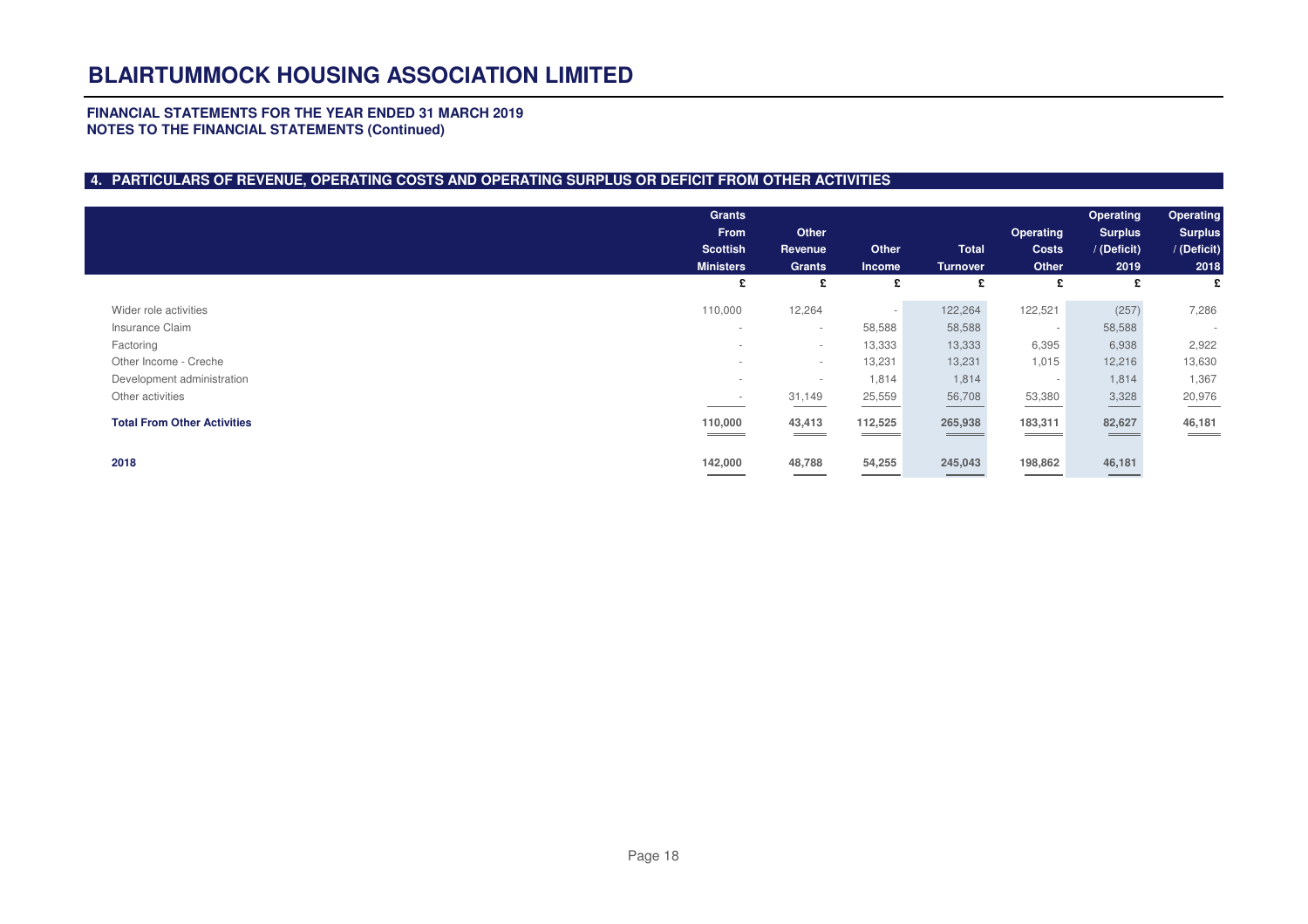# BLAIRTUMMOCK HOUSING ASSOCIATION LIMITED

**FINANCIAL STATEMENTS FOR THE YEAR ENDED 31 MARCH 2019**
**NOTES TO THE FINANCIAL STATEMENTS (Continued)**

## 4. PARTICULARS OF REVENUE, OPERATING COSTS AND OPERATING SURPLUS OR DEFICIT FROM OTHER ACTIVITIES

| | Grants From Scottish Ministers | Other Revenue Grants | Other Income | Total Turnover | Operating Costs Other | Operating Surplus / (Deficit) 2019 | Operating Surplus / (Deficit) 2018 |
|---|---|---|---|---|---|---|---|
| | £ | £ | £ | £ | £ | £ | £ |
| Wider role activities | 110,000 | 12,264 | - | 122,264 | 122,521 | (257) | 7,286 |
| Insurance Claim | - | - | 58,588 | 58,588 | - | 58,588 | - |
| Factoring | - | - | 13,333 | 13,333 | 6,395 | 6,938 | 2,922 |
| Other Income - Creche | - | - | 13,231 | 13,231 | 1,015 | 12,216 | 13,630 |
| Development administration | - | - | 1,814 | 1,814 | - | 1,814 | 1,367 |
| Other activities | - | 31,149 | 25,559 | 56,708 | 53,380 | 3,328 | 20,976 |
| **Total From Other Activities** | **110,000** | **43,413** | **112,525** | **265,938** | **183,311** | **82,627** | **46,181** |
| **2018** | **142,000** | **48,788** | **54,255** | **245,043** | **198,862** | **46,181** | |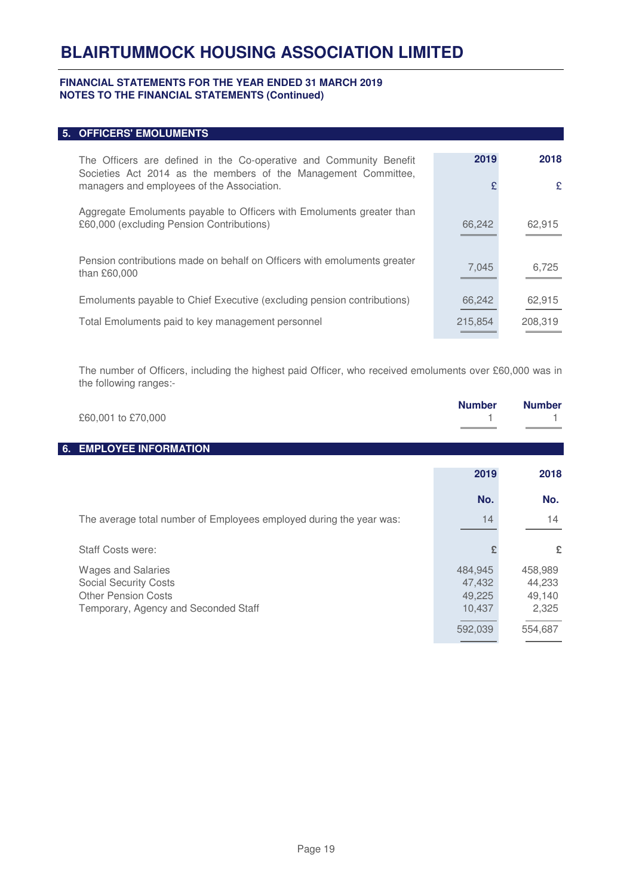# BLAIRTUMMOCK HOUSING ASSOCIATION LIMITED

**FINANCIAL STATEMENTS FOR THE YEAR ENDED 31 MARCH 2019**
**NOTES TO THE FINANCIAL STATEMENTS (Continued)**

## 5. OFFICERS' EMOLUMENTS

| | 2019 | 2018 |
|---|---|---|
| The Officers are defined in the Co-operative and Community Benefit Societies Act 2014 as the members of the Management Committee, managers and employees of the Association. | £ | £ |
| Aggregate Emoluments payable to Officers with Emoluments greater than £60,000 (excluding Pension Contributions) | 66,242 | 62,915 |
| Pension contributions made on behalf on Officers with emoluments greater than £60,000 | 7,045 | 6,725 |
| Emoluments payable to Chief Executive (excluding pension contributions) | 66,242 | 62,915 |
| Total Emoluments paid to key management personnel | 215,854 | 208,319 |

The number of Officers, including the highest paid Officer, who received emoluments over £60,000 was in the following ranges:-

| | Number | Number |
|---|---|---|
| £60,001 to £70,000 | 1 | 1 |

## 6. EMPLOYEE INFORMATION

| | 2019 | 2018 |
|---|---|---|
| | No. | No. |
| The average total number of Employees employed during the year was: | 14 | 14 |
| Staff Costs were: | £ | £ |
| Wages and Salaries | 484,945 | 458,989 |
| Social Security Costs | 47,432 | 44,233 |
| Other Pension Costs | 49,225 | 49,140 |
| Temporary, Agency and Seconded Staff | 10,437 | 2,325 |
| | 592,039 | 554,687 |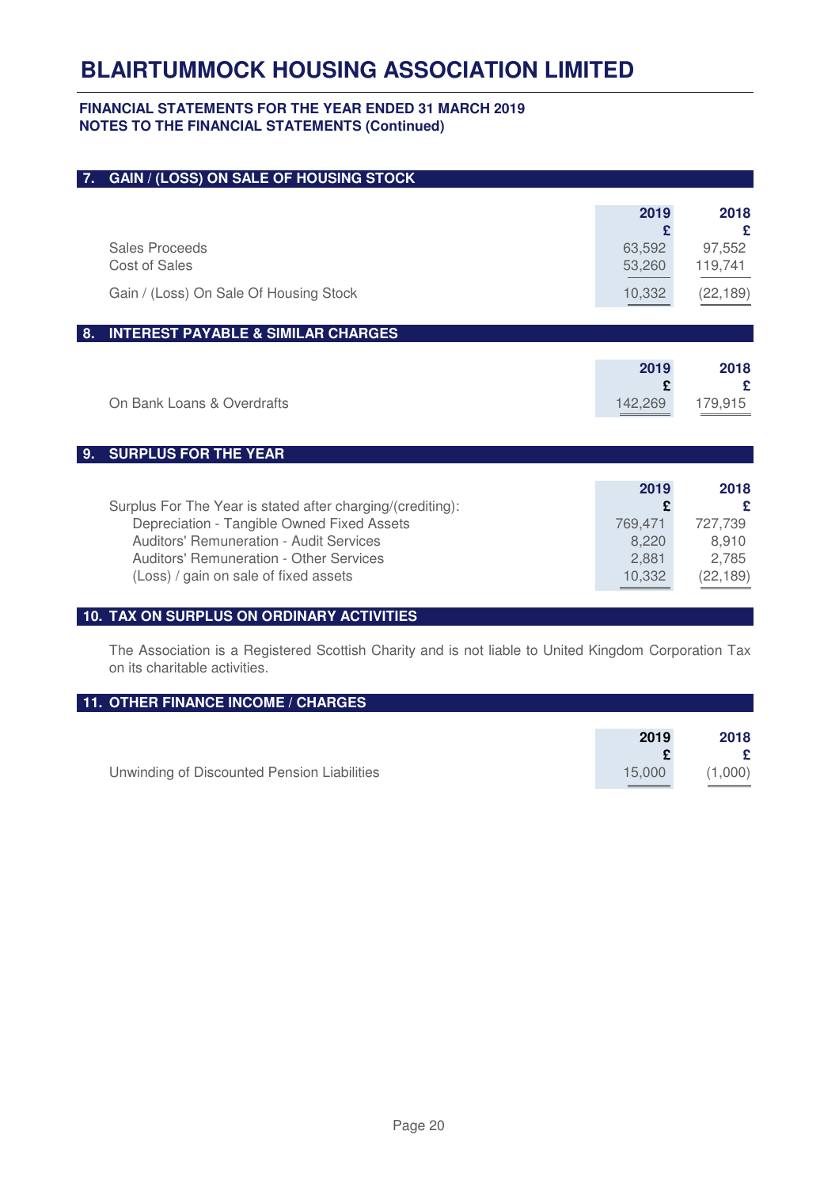# BLAIRTUMMOCK HOUSING ASSOCIATION LIMITED

**FINANCIAL STATEMENTS FOR THE YEAR ENDED 31 MARCH 2019**
**NOTES TO THE FINANCIAL STATEMENTS (Continued)**

## 7. GAIN / (LOSS) ON SALE OF HOUSING STOCK

| | 2019 £ | 2018 £ |
|---|---|---|
| Sales Proceeds | 63,592 | 97,552 |
| Cost of Sales | 53,260 | 119,741 |
| Gain / (Loss) On Sale Of Housing Stock | 10,332 | (22,189) |

## 8. INTEREST PAYABLE & SIMILAR CHARGES

| | 2019 £ | 2018 £ |
|---|---|---|
| On Bank Loans & Overdrafts | 142,269 | 179,915 |

## 9. SURPLUS FOR THE YEAR

| | 2019 £ | 2018 £ |
|---|---|---|
| Surplus For The Year is stated after charging/(crediting): | | |
| Depreciation - Tangible Owned Fixed Assets | 769,471 | 727,739 |
| Auditors' Remuneration - Audit Services | 8,220 | 8,910 |
| Auditors' Remuneration - Other Services | 2,881 | 2,785 |
| (Loss) / gain on sale of fixed assets | 10,332 | (22,189) |

## 10. TAX ON SURPLUS ON ORDINARY ACTIVITIES

The Association is a Registered Scottish Charity and is not liable to United Kingdom Corporation Tax on its charitable activities.

## 11. OTHER FINANCE INCOME / CHARGES

| | 2019 £ | 2018 £ |
|---|---|---|
| Unwinding of Discounted Pension Liabilities | 15,000 | (1,000) |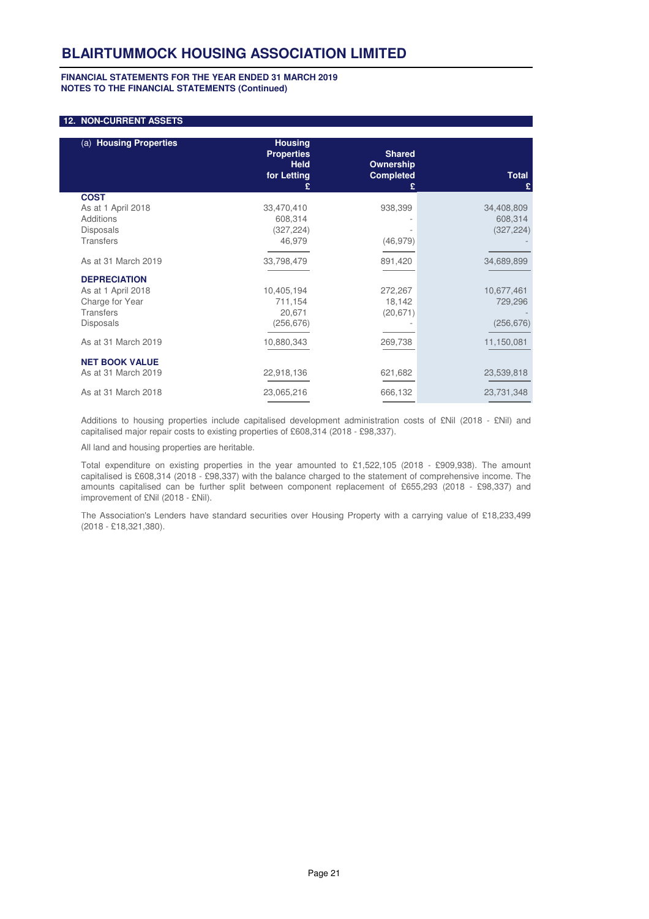# BLAIRTUMMOCK HOUSING ASSOCIATION LIMITED

**FINANCIAL STATEMENTS FOR THE YEAR ENDED 31 MARCH 2019**
**NOTES TO THE FINANCIAL STATEMENTS (Continued)**

## 12. NON-CURRENT ASSETS

| (a) **Housing Properties** | **Housing Properties Held for Letting** £ | **Shared Ownership Completed** £ | **Total** £ |
|---|---|---|---|
| **COST** | | | |
| As at 1 April 2018 | 33,470,410 | 938,399 | 34,408,809 |
| Additions | 608,314 | - | 608,314 |
| Disposals | (327,224) | - | (327,224) |
| Transfers | 46,979 | (46,979) | - |
| As at 31 March 2019 | 33,798,479 | 891,420 | 34,689,899 |
| **DEPRECIATION** | | | |
| As at 1 April 2018 | 10,405,194 | 272,267 | 10,677,461 |
| Charge for Year | 711,154 | 18,142 | 729,296 |
| Transfers | 20,671 | (20,671) | - |
| Disposals | (256,676) | - | (256,676) |
| As at 31 March 2019 | 10,880,343 | 269,738 | 11,150,081 |
| **NET BOOK VALUE** | | | |
| As at 31 March 2019 | 22,918,136 | 621,682 | 23,539,818 |
| As at 31 March 2018 | 23,065,216 | 666,132 | 23,731,348 |

Additions to housing properties include capitalised development administration costs of £Nil (2018 - £Nil) and capitalised major repair costs to existing properties of £608,314 (2018 - £98,337).

All land and housing properties are heritable.

Total expenditure on existing properties in the year amounted to £1,522,105 (2018 - £909,938). The amount capitalised is £608,314 (2018 - £98,337) with the balance charged to the statement of comprehensive income. The amounts capitalised can be further split between component replacement of £655,293 (2018 - £98,337) and improvement of £Nil (2018 - £Nil).

The Association's Lenders have standard securities over Housing Property with a carrying value of £18,233,499 (2018 - £18,321,380).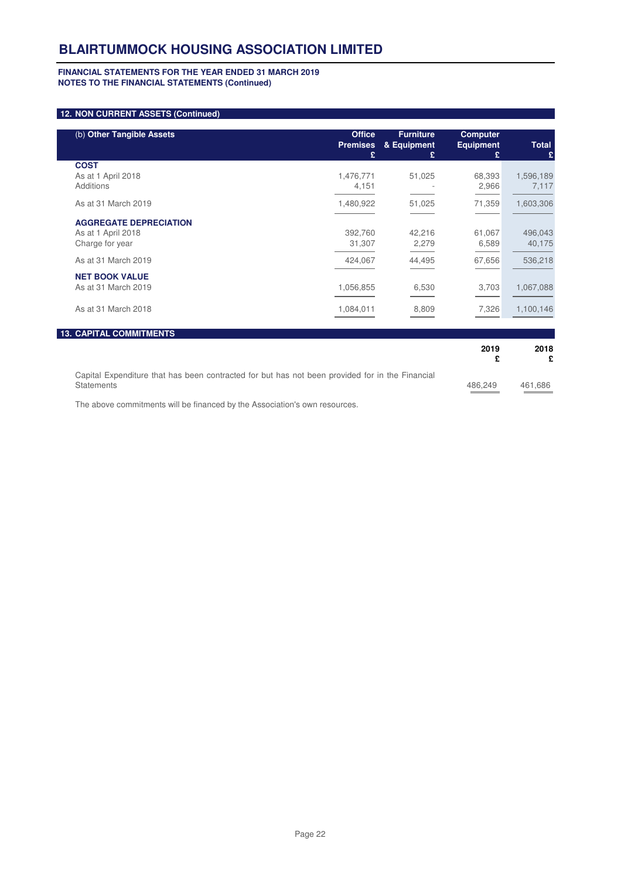# BLAIRTUMMOCK HOUSING ASSOCIATION LIMITED

**FINANCIAL STATEMENTS FOR THE YEAR ENDED 31 MARCH 2019**
**NOTES TO THE FINANCIAL STATEMENTS (Continued)**

## 12. NON CURRENT ASSETS (Continued)

| (b) **Other Tangible Assets** | **Office Premises** £ | **Furniture & Equipment** £ | **Computer Equipment** £ | **Total** £ |
|---|---|---|---|---|
| **COST** | | | | |
| As at 1 April 2018 | 1,476,771 | 51,025 | 68,393 | 1,596,189 |
| Additions | 4,151 | - | 2,966 | 7,117 |
| As at 31 March 2019 | 1,480,922 | 51,025 | 71,359 | 1,603,306 |
| **AGGREGATE DEPRECIATION** | | | | |
| As at 1 April 2018 | 392,760 | 42,216 | 61,067 | 496,043 |
| Charge for year | 31,307 | 2,279 | 6,589 | 40,175 |
| As at 31 March 2019 | 424,067 | 44,495 | 67,656 | 536,218 |
| **NET BOOK VALUE** | | | | |
| As at 31 March 2019 | 1,056,855 | 6,530 | 3,703 | 1,067,088 |
| As at 31 March 2018 | 1,084,011 | 8,809 | 7,326 | 1,100,146 |

## 13. CAPITAL COMMITMENTS

| | **2019** £ | **2018** £ |
|---|---|---|
| Capital Expenditure that has been contracted for but has not been provided for in the Financial Statements | 486,249 | 461,686 |

The above commitments will be financed by the Association's own resources.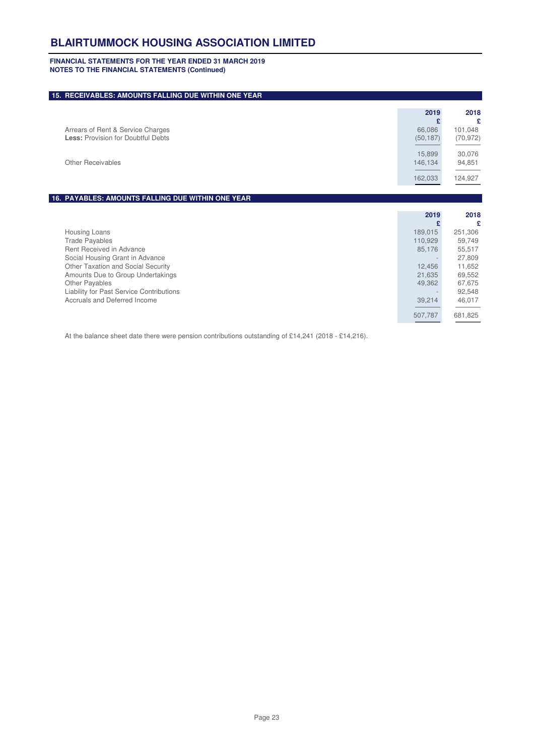**FINANCIAL STATEMENTS FOR THE YEAR ENDED 31 MARCH 2019**
**NOTES TO THE FINANCIAL STATEMENTS (Continued)**

## 15. RECEIVABLES: AMOUNTS FALLING DUE WITHIN ONE YEAR

| | 2019 £ | 2018 £ |
|---|---|---|
| Arrears of Rent & Service Charges | 66,086 | 101,048 |
| **Less:** Provision for Doubtful Debts | (50,187) | (70,972) |
| | 15,899 | 30,076 |
| Other Receivables | 146,134 | 94,851 |
| | 162,033 | 124,927 |

## 16. PAYABLES: AMOUNTS FALLING DUE WITHIN ONE YEAR

| | 2019 £ | 2018 £ |
|---|---|---|
| Housing Loans | 189,015 | 251,306 |
| Trade Payables | 110,929 | 59,749 |
| Rent Received in Advance | 85,176 | 55,517 |
| Social Housing Grant in Advance | - | 27,809 |
| Other Taxation and Social Security | 12,456 | 11,652 |
| Amounts Due to Group Undertakings | 21,635 | 69,552 |
| Other Payables | 49,362 | 67,675 |
| Liability for Past Service Contributions | - | 92,548 |
| Accruals and Deferred Income | 39,214 | 46,017 |
| | 507,787 | 681,825 |

At the balance sheet date there were pension contributions outstanding of £14,241 (2018 - £14,216).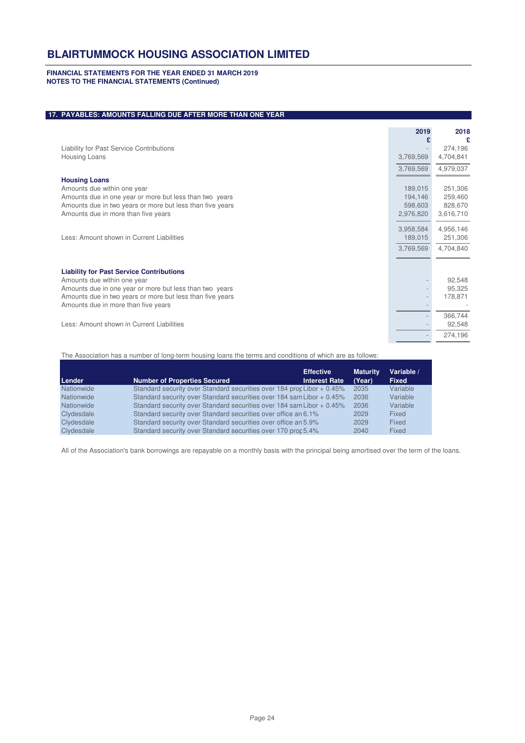# BLAIRTUMMOCK HOUSING ASSOCIATION LIMITED

**FINANCIAL STATEMENTS FOR THE YEAR ENDED 31 MARCH 2019**
**NOTES TO THE FINANCIAL STATEMENTS (Continued)**

## 17. PAYABLES: AMOUNTS FALLING DUE AFTER MORE THAN ONE YEAR

| | 2019 £ | 2018 £ |
|---|---|---|
| Liability for Past Service Contributions | - | 274,196 |
| Housing Loans | 3,769,569 | 4,704,841 |
| | 3,769,569 | 4,979,037 |
| **Housing Loans** | | |
| Amounts due within one year | 189,015 | 251,306 |
| Amounts due in one year or more but less than two years | 194,146 | 259,460 |
| Amounts due in two years or more but less than five years | 598,603 | 828,670 |
| Amounts due in more than five years | 2,976,820 | 3,616,710 |
| | 3,958,584 | 4,956,146 |
| Less: Amount shown in Current Liabilities | 189,015 | 251,306 |
| | 3,769,569 | 4,704,840 |
| **Liability for Past Service Contributions** | | |
| Amounts due within one year | - | 92,548 |
| Amounts due in one year or more but less than two years | - | 95,325 |
| Amounts due in two years or more but less than five years | - | 178,871 |
| Amounts due in more than five years | - | - |
| | - | 366,744 |
| Less: Amount shown in Current Liabilities | - | 92,548 |
| | - | 274,196 |

The Association has a number of long-term housing loans the terms and conditions of which are as follows:

| Lender | Number of Properties Secured | Effective Interest Rate | Maturity (Year) | Variable / Fixed |
|---|---|---|---|---|
| Nationwide | Standard security over Standard securities over 184 prop | Libor + 0.45% | 2035 | Variable |
| Nationwide | Standard security over Standard securities over 184 sam | Libor + 0.45% | 2036 | Variable |
| Nationwide | Standard security over Standard securities over 184 sam | Libor + 0.45% | 2036 | Variable |
| Clydesdale | Standard security over Standard securities over office an | 6.1% | 2029 | Fixed |
| Clydesdale | Standard security over Standard securities over office an | 5.9% | 2029 | Fixed |
| Clydesdale | Standard security over Standard securities over 170 prop | 5.4% | 2040 | Fixed |

All of the Association's bank borrowings are repayable on a monthly basis with the principal being amortised over the term of the loans.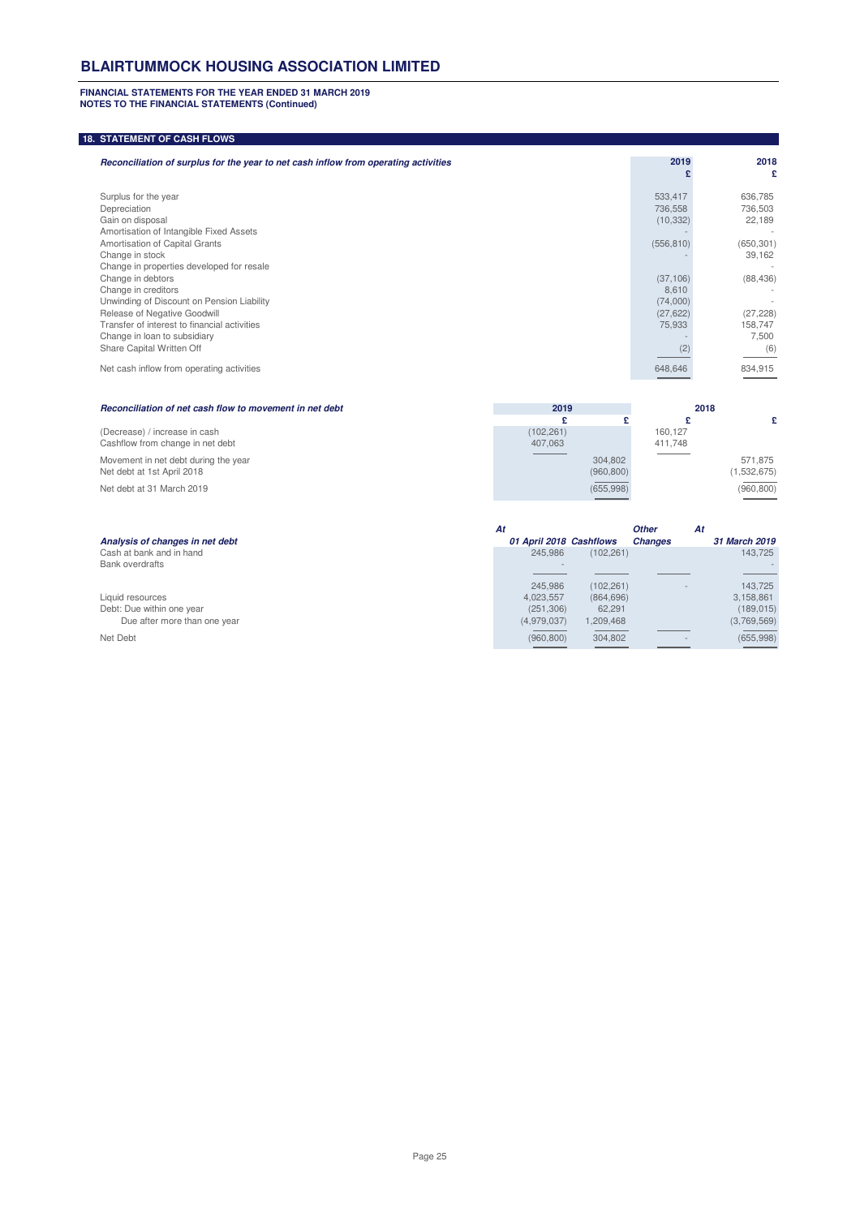**FINANCIAL STATEMENTS FOR THE YEAR ENDED 31 MARCH 2019**
**NOTES TO THE FINANCIAL STATEMENTS (Continued)**

## 18. STATEMENT OF CASH FLOWS

| ***Reconciliation of surplus for the year to net cash inflow from operating activities*** | **2019** £ | **2018** £ |
|---|---|---|
| Surplus for the year | 533,417 | 636,785 |
| Depreciation | 736,558 | 736,503 |
| Gain on disposal | (10,332) | 22,189 |
| Amortisation of Intangible Fixed Assets | - | - |
| Amortisation of Capital Grants | (556,810) | (650,301) |
| Change in stock | - | 39,162 |
| Change in properties developed for resale | | - |
| Change in debtors | (37,106) | (88,436) |
| Change in creditors | 8,610 | - |
| Unwinding of Discount on Pension Liability | (74,000) | - |
| Release of Negative Goodwill | (27,622) | (27,228) |
| Transfer of interest to financial activities | 75,933 | 158,747 |
| Change in loan to subsidiary | - | 7,500 |
| Share Capital Written Off | (2) | (6) |
| Net cash inflow from operating activities | 648,646 | 834,915 |

| ***Reconciliation of net cash flow to movement in net debt*** | **2019** £ | £ | **2018** £ | £ |
|---|---|---|---|---|
| (Decrease) / increase in cash | (102,261) | | 160,127 | |
| Cashflow from change in net debt | 407,063 | | 411,748 | |
| Movement in net debt during the year | | 304,802 | | 571,875 |
| Net debt at 1st April 2018 | | (960,800) | | (1,532,675) |
| Net debt at 31 March 2019 | | (655,998) | | (960,800) |

| ***Analysis of changes in net debt*** | ***At 01 April 2018*** | ***Cashflows*** | ***Other Changes*** | ***At 31 March 2019*** |
|---|---|---|---|---|
| Cash at bank and in hand | 245,986 | (102,261) | | 143,725 |
| Bank overdrafts | - | | | - |
| | 245,986 | (102,261) | - | 143,725 |
| Liquid resources | 4,023,557 | (864,696) | | 3,158,861 |
| Debt: Due within one year | (251,306) | 62,291 | | (189,015) |
| Due after more than one year | (4,979,037) | 1,209,468 | | (3,769,569) |
| Net Debt | (960,800) | 304,802 | - | (655,998) |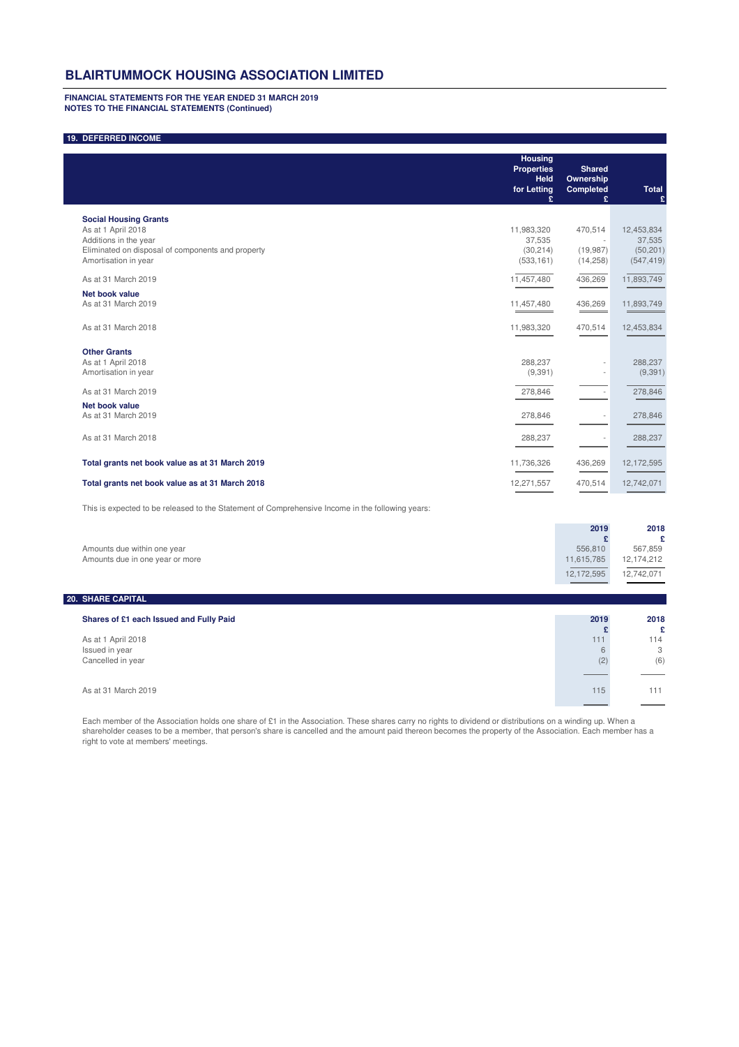# BLAIRTUMMOCK HOUSING ASSOCIATION LIMITED

**FINANCIAL STATEMENTS FOR THE YEAR ENDED 31 MARCH 2019**
**NOTES TO THE FINANCIAL STATEMENTS (Continued)**

## 19. DEFERRED INCOME

| | Housing Properties Held for Letting £ | Shared Ownership Completed £ | Total £ |
|---|---|---|---|
| **Social Housing Grants** | | | |
| As at 1 April 2018 | 11,983,320 | 470,514 | 12,453,834 |
| Additions in the year | 37,535 | - | 37,535 |
| Eliminated on disposal of components and property | (30,214) | (19,987) | (50,201) |
| Amortisation in year | (533,161) | (14,258) | (547,419) |
| As at 31 March 2019 | 11,457,480 | 436,269 | 11,893,749 |
| **Net book value** | | | |
| As at 31 March 2019 | 11,457,480 | 436,269 | 11,893,749 |
| As at 31 March 2018 | 11,983,320 | 470,514 | 12,453,834 |
| **Other Grants** | | | |
| As at 1 April 2018 | 288,237 | - | 288,237 |
| Amortisation in year | (9,391) | - | (9,391) |
| As at 31 March 2019 | 278,846 | - | 278,846 |
| **Net book value** | | | |
| As at 31 March 2019 | 278,846 | - | 278,846 |
| As at 31 March 2018 | 288,237 | - | 288,237 |
| **Total grants net book value as at 31 March 2019** | 11,736,326 | 436,269 | 12,172,595 |
| **Total grants net book value as at 31 March 2018** | 12,271,557 | 470,514 | 12,742,071 |

This is expected to be released to the Statement of Comprehensive Income in the following years:

| | 2019 £ | 2018 £ |
|---|---|---|
| Amounts due within one year | 556,810 | 567,859 |
| Amounts due in one year or more | 11,615,785 | 12,174,212 |
| | 12,172,595 | 12,742,071 |

## 20. SHARE CAPITAL

| Shares of £1 each Issued and Fully Paid | 2019 £ | 2018 £ |
|---|---|---|
| As at 1 April 2018 | 111 | 114 |
| Issued in year | 6 | 3 |
| Cancelled in year | (2) | (6) |
| As at 31 March 2019 | 115 | 111 |

Each member of the Association holds one share of £1 in the Association. These shares carry no rights to dividend or distributions on a winding up. When a shareholder ceases to be a member, that person's share is cancelled and the amount paid thereon becomes the property of the Association. Each member has a right to vote at members' meetings.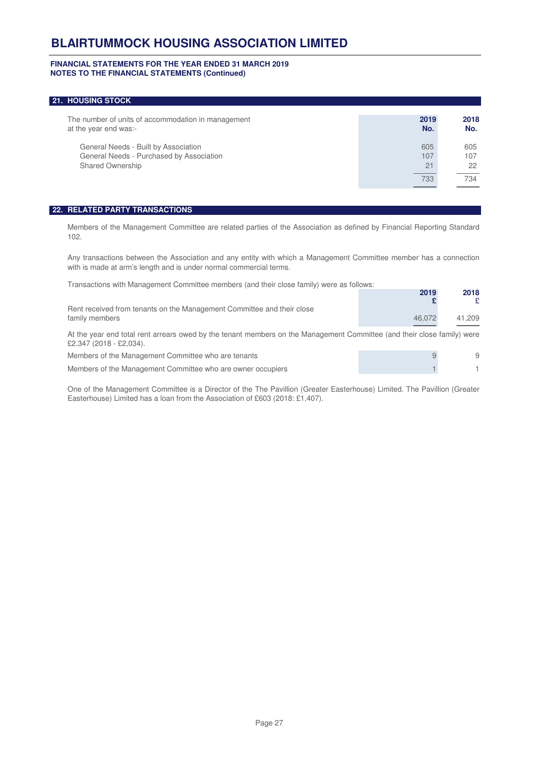# BLAIRTUMMOCK HOUSING ASSOCIATION LIMITED

**FINANCIAL STATEMENTS FOR THE YEAR ENDED 31 MARCH 2019**
**NOTES TO THE FINANCIAL STATEMENTS (Continued)**

## 21. HOUSING STOCK

| The number of units of accommodation in management at the year end was:- | 2019 No. | 2018 No. |
|---|---|---|
| General Needs - Built by Association | 605 | 605 |
| General Needs - Purchased by Association | 107 | 107 |
| Shared Ownership | 21 | 22 |
| | 733 | 734 |

## 22. RELATED PARTY TRANSACTIONS

Members of the Management Committee are related parties of the Association as defined by Financial Reporting Standard 102.

Any transactions between the Association and any entity with which a Management Committee member has a connection with is made at arm's length and is under normal commercial terms.

Transactions with Management Committee members (and their close family) were as follows:

| | 2019 £ | 2018 £ |
|---|---|---|
| Rent received from tenants on the Management Committee and their close family members | 46,072 | 41,209 |

At the year end total rent arrears owed by the tenant members on the Management Committee (and their close family) were £2,347 (2018 - £2,034).

| | 2019 | 2018 |
|---|---|---|
| Members of the Management Committee who are tenants | 9 | 9 |
| Members of the Management Committee who are owner occupiers | 1 | 1 |

One of the Management Committee is a Director of the The Pavillion (Greater Easterhouse) Limited. The Pavillion (Greater Easterhouse) Limited has a loan from the Association of £603 (2018: £1,407).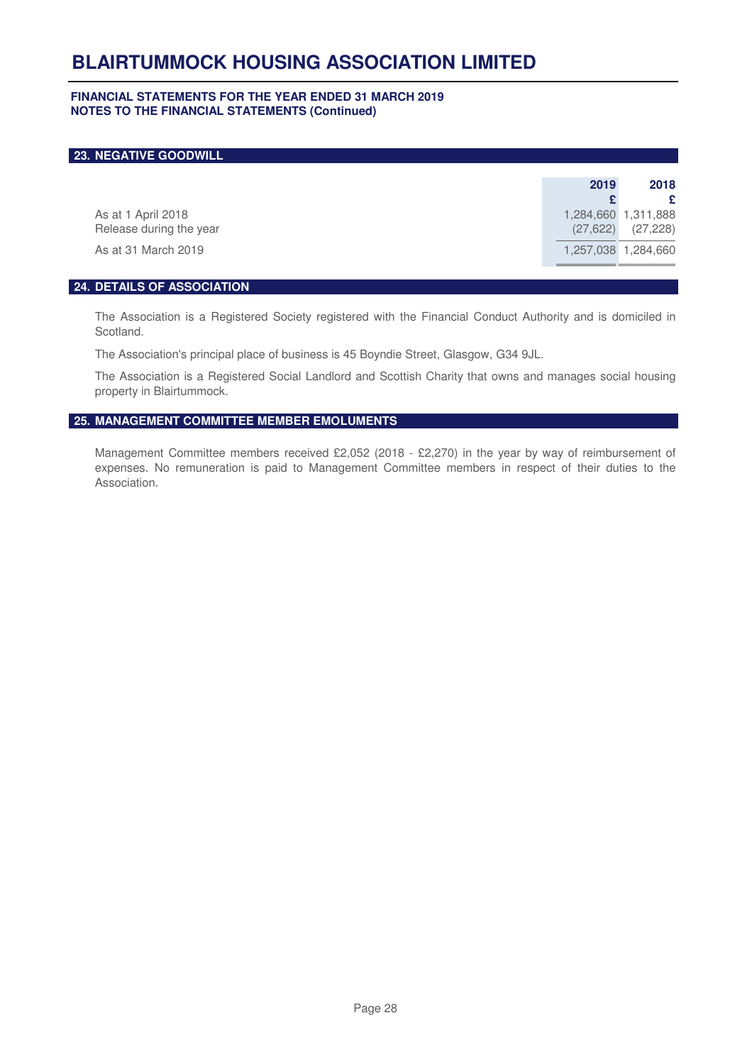## 23. NEGATIVE GOODWILL

| | 2019 | 2018 |
|---|---|---|
| | £ | £ |
| As at 1 April 2018 | 1,284,660 | 1,311,888 |
| Release during the year | (27,622) | (27,228) |
| As at 31 March 2019 | 1,257,038 | 1,284,660 |

## 24. DETAILS OF ASSOCIATION

The Association is a Registered Society registered with the Financial Conduct Authority and is domiciled in Scotland.

The Association's principal place of business is 45 Boyndie Street, Glasgow, G34 9JL.

The Association is a Registered Social Landlord and Scottish Charity that owns and manages social housing property in Blairtummock.

## 25. MANAGEMENT COMMITTEE MEMBER EMOLUMENTS

Management Committee members received £2,052 (2018 - £2,270) in the year by way of reimbursement of expenses. No remuneration is paid to Management Committee members in respect of their duties to the Association.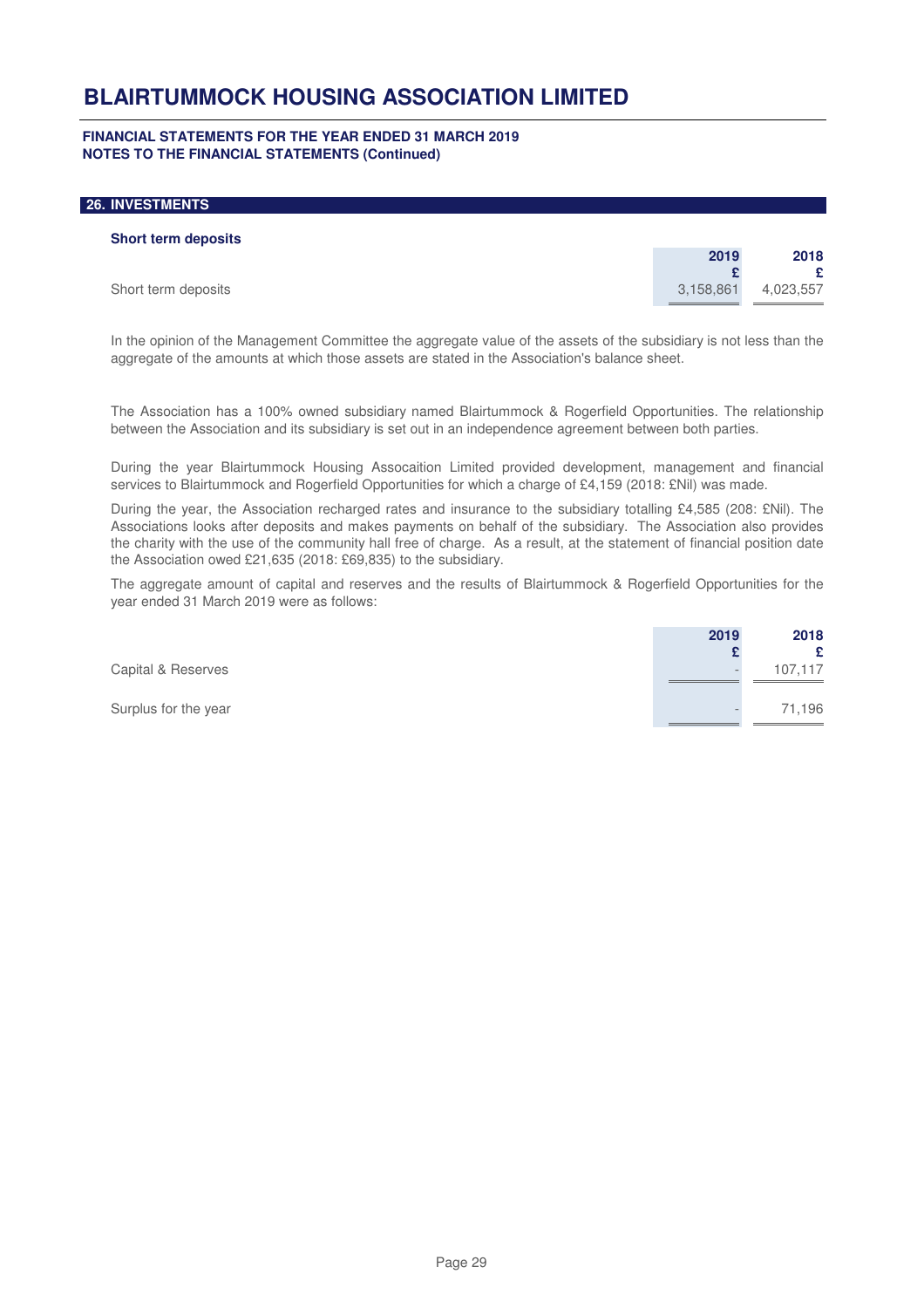# BLAIRTUMMOCK HOUSING ASSOCIATION LIMITED

**FINANCIAL STATEMENTS FOR THE YEAR ENDED 31 MARCH 2019**
**NOTES TO THE FINANCIAL STATEMENTS (Continued)**

## 26. INVESTMENTS

### Short term deposits

| | 2019 £ | 2018 £ |
|---|---|---|
| Short term deposits | 3,158,861 | 4,023,557 |

In the opinion of the Management Committee the aggregate value of the assets of the subsidiary is not less than the aggregate of the amounts at which those assets are stated in the Association's balance sheet.

The Association has a 100% owned subsidiary named Blairtummock & Rogerfield Opportunities. The relationship between the Association and its subsidiary is set out in an independence agreement between both parties.

During the year Blairtummock Housing Assocaition Limited provided development, management and financial services to Blairtummock and Rogerfield Opportunities for which a charge of £4,159 (2018: £Nil) was made.

During the year, the Association recharged rates and insurance to the subsidiary totalling £4,585 (208: £Nil). The Associations looks after deposits and makes payments on behalf of the subsidiary. The Association also provides the charity with the use of the community hall free of charge. As a result, at the statement of financial position date the Association owed £21,635 (2018: £69,835) to the subsidiary.

The aggregate amount of capital and reserves and the results of Blairtummock & Rogerfield Opportunities for the year ended 31 March 2019 were as follows:

| | 2019 £ | 2018 £ |
|---|---|---|
| Capital & Reserves | - | 107,117 |
| Surplus for the year | - | 71,196 |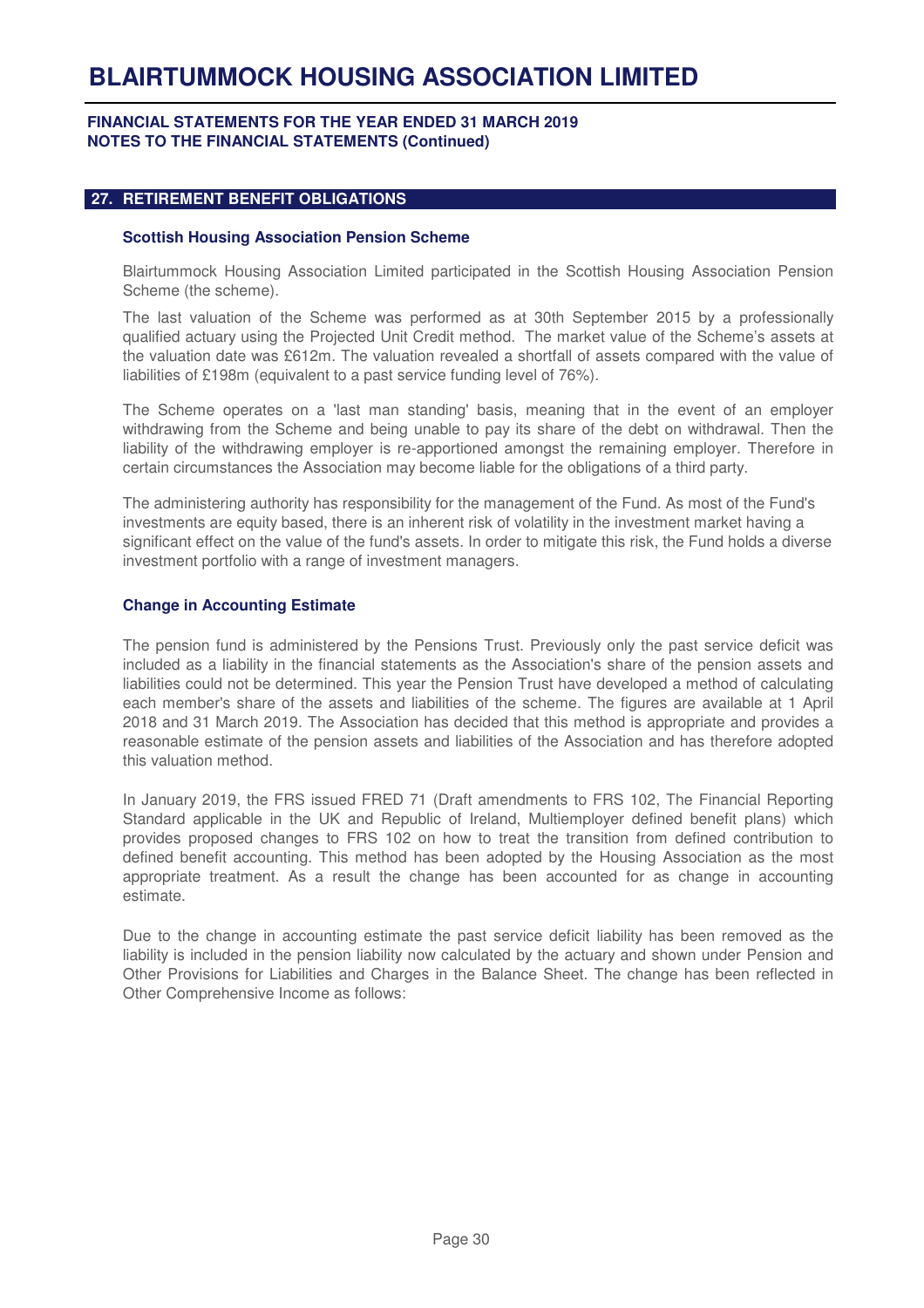## 27. RETIREMENT BENEFIT OBLIGATIONS

### Scottish Housing Association Pension Scheme

Blairtummock Housing Association Limited participated in the Scottish Housing Association Pension Scheme (the scheme).

The last valuation of the Scheme was performed as at 30th September 2015 by a professionally qualified actuary using the Projected Unit Credit method. The market value of the Scheme's assets at the valuation date was £612m. The valuation revealed a shortfall of assets compared with the value of liabilities of £198m (equivalent to a past service funding level of 76%).

The Scheme operates on a 'last man standing' basis, meaning that in the event of an employer withdrawing from the Scheme and being unable to pay its share of the debt on withdrawal. Then the liability of the withdrawing employer is re-apportioned amongst the remaining employer. Therefore in certain circumstances the Association may become liable for the obligations of a third party.

The administering authority has responsibility for the management of the Fund. As most of the Fund's investments are equity based, there is an inherent risk of volatility in the investment market having a significant effect on the value of the fund's assets. In order to mitigate this risk, the Fund holds a diverse investment portfolio with a range of investment managers.

### Change in Accounting Estimate

The pension fund is administered by the Pensions Trust. Previously only the past service deficit was included as a liability in the financial statements as the Association's share of the pension assets and liabilities could not be determined. This year the Pension Trust have developed a method of calculating each member's share of the assets and liabilities of the scheme. The figures are available at 1 April 2018 and 31 March 2019. The Association has decided that this method is appropriate and provides a reasonable estimate of the pension assets and liabilities of the Association and has therefore adopted this valuation method.

In January 2019, the FRS issued FRED 71 (Draft amendments to FRS 102, The Financial Reporting Standard applicable in the UK and Republic of Ireland, Multiemployer defined benefit plans) which provides proposed changes to FRS 102 on how to treat the transition from defined contribution to defined benefit accounting. This method has been adopted by the Housing Association as the most appropriate treatment. As a result the change has been accounted for as change in accounting estimate.

Due to the change in accounting estimate the past service deficit liability has been removed as the liability is included in the pension liability now calculated by the actuary and shown under Pension and Other Provisions for Liabilities and Charges in the Balance Sheet. The change has been reflected in Other Comprehensive Income as follows: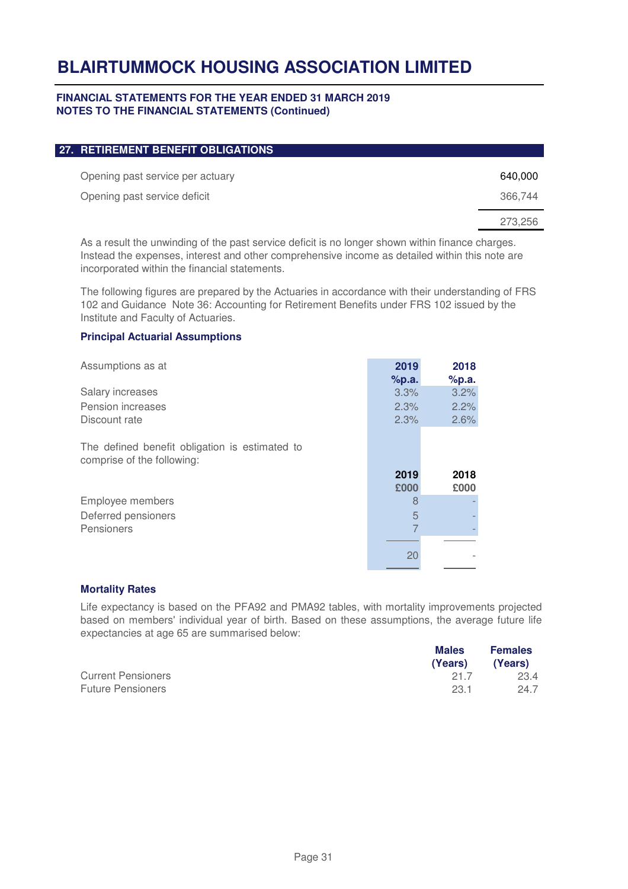# BLAIRTUMMOCK HOUSING ASSOCIATION LIMITED

**FINANCIAL STATEMENTS FOR THE YEAR ENDED 31 MARCH 2019**
**NOTES TO THE FINANCIAL STATEMENTS (Continued)**

## 27. RETIREMENT BENEFIT OBLIGATIONS

| | |
|---|---|
| Opening past service per actuary | 640,000 |
| Opening past service deficit | 366,744 |
| | 273,256 |

As a result the unwinding of the past service deficit is no longer shown within finance charges. Instead the expenses, interest and other comprehensive income as detailed within this note are incorporated within the financial statements.

The following figures are prepared by the Actuaries in accordance with their understanding of FRS 102 and Guidance Note 36: Accounting for Retirement Benefits under FRS 102 issued by the Institute and Faculty of Actuaries.

### Principal Actuarial Assumptions

| Assumptions as at | 2019 %p.a. | 2018 %p.a. |
|---|---|---|
| Salary increases | 3.3% | 3.2% |
| Pension increases | 2.3% | 2.2% |
| Discount rate | 2.3% | 2.6% |

The defined benefit obligation is estimated to comprise of the following:

| | 2019 £000 | 2018 £000 |
|---|---|---|
| Employee members | 8 | - |
| Deferred pensioners | 5 | - |
| Pensioners | 7 | - |
| | 20 | - |

### Mortality Rates

Life expectancy is based on the PFA92 and PMA92 tables, with mortality improvements projected based on members' individual year of birth. Based on these assumptions, the average future life expectancies at age 65 are summarised below:

| | Males (Years) | Females (Years) |
|---|---|---|
| Current Pensioners | 21.7 | 23.4 |
| Future Pensioners | 23.1 | 24.7 |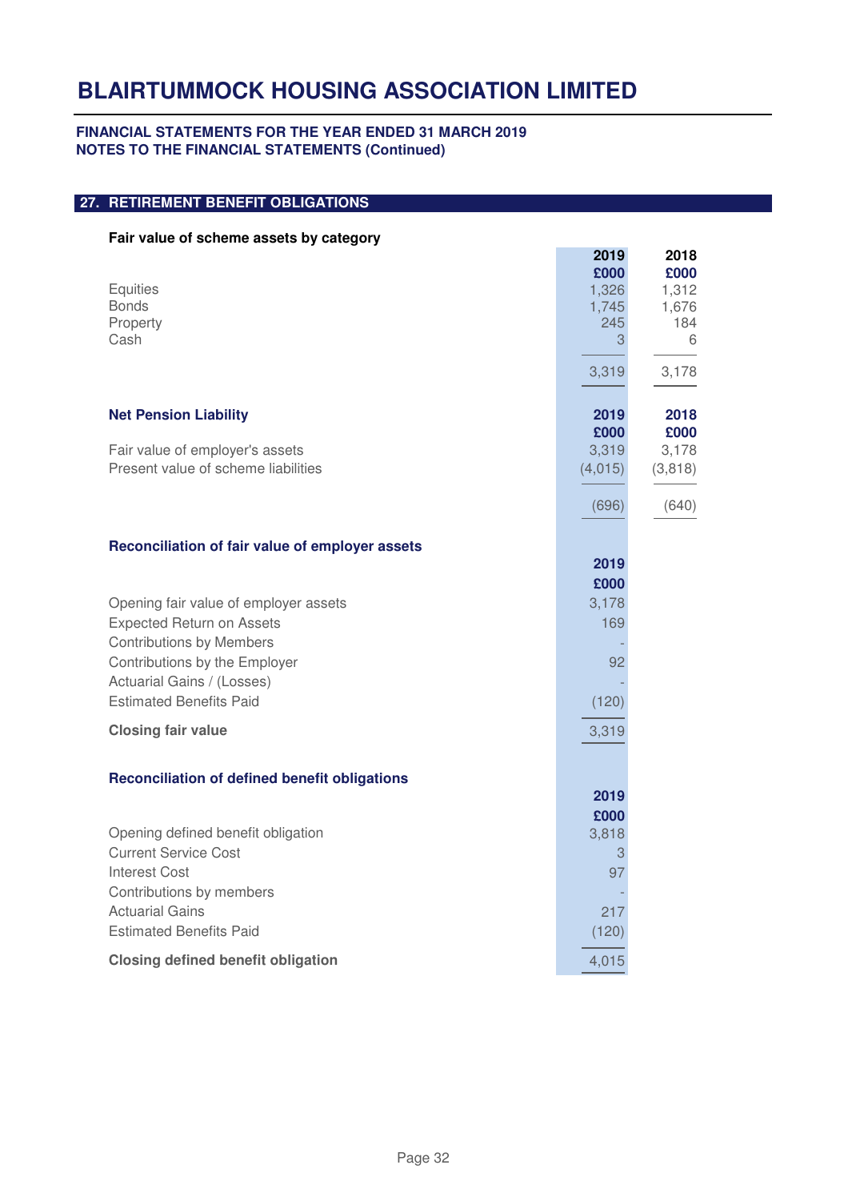# BLAIRTUMMOCK HOUSING ASSOCIATION LIMITED

**FINANCIAL STATEMENTS FOR THE YEAR ENDED 31 MARCH 2019**
**NOTES TO THE FINANCIAL STATEMENTS (Continued)**

## 27. RETIREMENT BENEFIT OBLIGATIONS

**Fair value of scheme assets by category**

| | 2019 £000 | 2018 £000 |
|---|---|---|
| Equities | 1,326 | 1,312 |
| Bonds | 1,745 | 1,676 |
| Property | 245 | 184 |
| Cash | 3 | 6 |
| | 3,319 | 3,178 |

**Net Pension Liability**

| | 2019 £000 | 2018 £000 |
|---|---|---|
| Fair value of employer's assets | 3,319 | 3,178 |
| Present value of scheme liabilities | (4,015) | (3,818) |
| | (696) | (640) |

**Reconciliation of fair value of employer assets**

| | 2019 £000 |
|---|---|
| Opening fair value of employer assets | 3,178 |
| Expected Return on Assets | 169 |
| Contributions by Members | - |
| Contributions by the Employer | 92 |
| Actuarial Gains / (Losses) | - |
| Estimated Benefits Paid | (120) |
| **Closing fair value** | 3,319 |

**Reconciliation of defined benefit obligations**

| | 2019 £000 |
|---|---|
| Opening defined benefit obligation | 3,818 |
| Current Service Cost | 3 |
| Interest Cost | 97 |
| Contributions by members | - |
| Actuarial Gains | 217 |
| Estimated Benefits Paid | (120) |
| **Closing defined benefit obligation** | 4,015 |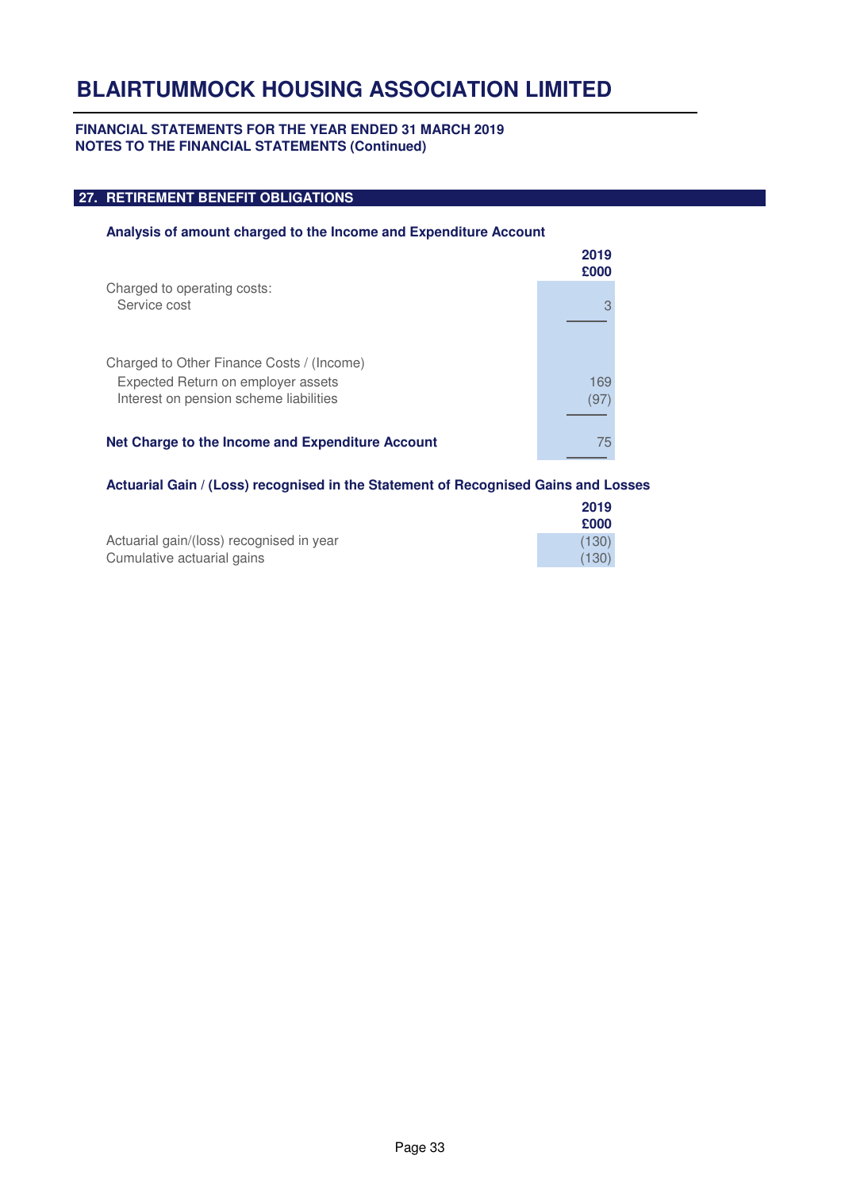# BLAIRTUMMOCK HOUSING ASSOCIATION LIMITED

**FINANCIAL STATEMENTS FOR THE YEAR ENDED 31 MARCH 2019**
**NOTES TO THE FINANCIAL STATEMENTS (Continued)**

## 27. RETIREMENT BENEFIT OBLIGATIONS

### Analysis of amount charged to the Income and Expenditure Account

| | 2019 £000 |
|---|---|
| Charged to operating costs: | |
| Service cost | 3 |
| | |
| Charged to Other Finance Costs / (Income) | |
| Expected Return on employer assets | 169 |
| Interest on pension scheme liabilities | (97) |
| **Net Charge to the Income and Expenditure Account** | 75 |

### Actuarial Gain / (Loss) recognised in the Statement of Recognised Gains and Losses

| | 2019 £000 |
|---|---|
| Actuarial gain/(loss) recognised in year | (130) |
| Cumulative actuarial gains | (130) |